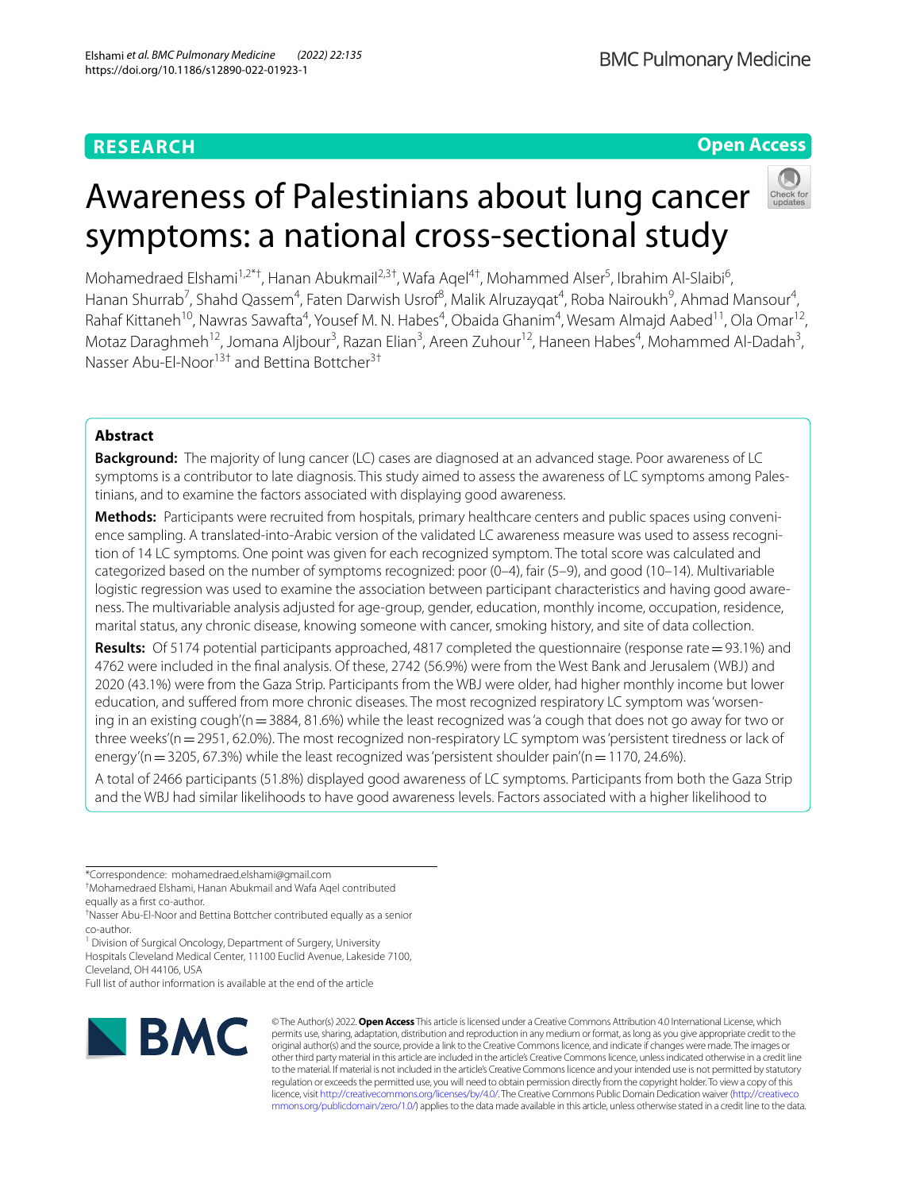RESEARCH

Open Access

# Awareness of Palestinians about lung cancer symptoms: a national cross-sectional study

Mohamedraed Elshami[1,2*†], Hanan Abukmail[2,3†], Wafa Aqel[4†], Mohammed Alser[5], Ibrahim Al-Slaibi[6], Hanan Shurrab[7], Shahd Qassem[4], Faten Darwish Usrof[8], Malik Alruzayqat[4], Roba Nairoukh[9], Ahmad Mansour[4], Rahaf Kittaneh[10], Nawras Sawafta[4], Yousef M. N. Habes[4], Obaida Ghanim[4], Wesam Almajd Aabed[11], Ola Omar[12], Motaz Daraghmeh[12], Jomana Aljbour[3], Razan Elian[3], Areen Zuhour[12], Haneen Habes[4], Mohammed Al-Dadah[3], Nasser Abu-El-Noor[13†] and Bettina Bottcher[3†]

## Abstract

**Background:** The majority of lung cancer (LC) cases are diagnosed at an advanced stage. Poor awareness of LC symptoms is a contributor to late diagnosis. This study aimed to assess the awareness of LC symptoms among Palestinians, and to examine the factors associated with displaying good awareness.

**Methods:** Participants were recruited from hospitals, primary healthcare centers and public spaces using convenience sampling. A translated-into-Arabic version of the validated LC awareness measure was used to assess recognition of 14 LC symptoms. One point was given for each recognized symptom. The total score was calculated and categorized based on the number of symptoms recognized: poor (0–4), fair (5–9), and good (10–14). Multivariable logistic regression was used to examine the association between participant characteristics and having good awareness. The multivariable analysis adjusted for age-group, gender, education, monthly income, occupation, residence, marital status, any chronic disease, knowing someone with cancer, smoking history, and site of data collection.

**Results:** Of 5174 potential participants approached, 4817 completed the questionnaire (response rate = 93.1%) and 4762 were included in the final analysis. Of these, 2742 (56.9%) were from the West Bank and Jerusalem (WBJ) and 2020 (43.1%) were from the Gaza Strip. Participants from the WBJ were older, had higher monthly income but lower education, and suffered from more chronic diseases. The most recognized respiratory LC symptom was 'worsening in an existing cough'(n = 3884, 81.6%) while the least recognized was 'a cough that does not go away for two or three weeks'(n = 2951, 62.0%). The most recognized non-respiratory LC symptom was 'persistent tiredness or lack of energy'(n = 3205, 67.3%) while the least recognized was 'persistent shoulder pain'(n = 1170, 24.6%).

A total of 2466 participants (51.8%) displayed good awareness of LC symptoms. Participants from both the Gaza Strip and the WBJ had similar likelihoods to have good awareness levels. Factors associated with a higher likelihood to

*Correspondence: mohamedraed.elshami@gmail.com

†Mohamedraed Elshami, Hanan Abukmail and Wafa Aqel contributed equally as a first co-author.

†Nasser Abu-El-Noor and Bettina Bottcher contributed equally as a senior co-author.

[1] Division of Surgical Oncology, Department of Surgery, University Hospitals Cleveland Medical Center, 11100 Euclid Avenue, Lakeside 7100, Cleveland, OH 44106, USA

Full list of author information is available at the end of the article

© The Author(s) 2022. **Open Access** This article is licensed under a Creative Commons Attribution 4.0 International License, which permits use, sharing, adaptation, distribution and reproduction in any medium or format, as long as you give appropriate credit to the original author(s) and the source, provide a link to the Creative Commons licence, and indicate if changes were made. The images or other third party material in this article are included in the article's Creative Commons licence, unless indicated otherwise in a credit line to the material. If material is not included in the article's Creative Commons licence and your intended use is not permitted by statutory regulation or exceeds the permitted use, you will need to obtain permission directly from the copyright holder. To view a copy of this licence, visit http://creativecommons.org/licenses/by/4.0/. The Creative Commons Public Domain Dedication waiver (http://creativecommons.org/publicdomain/zero/1.0/) applies to the data made available in this article, unless otherwise stated in a credit line to the data.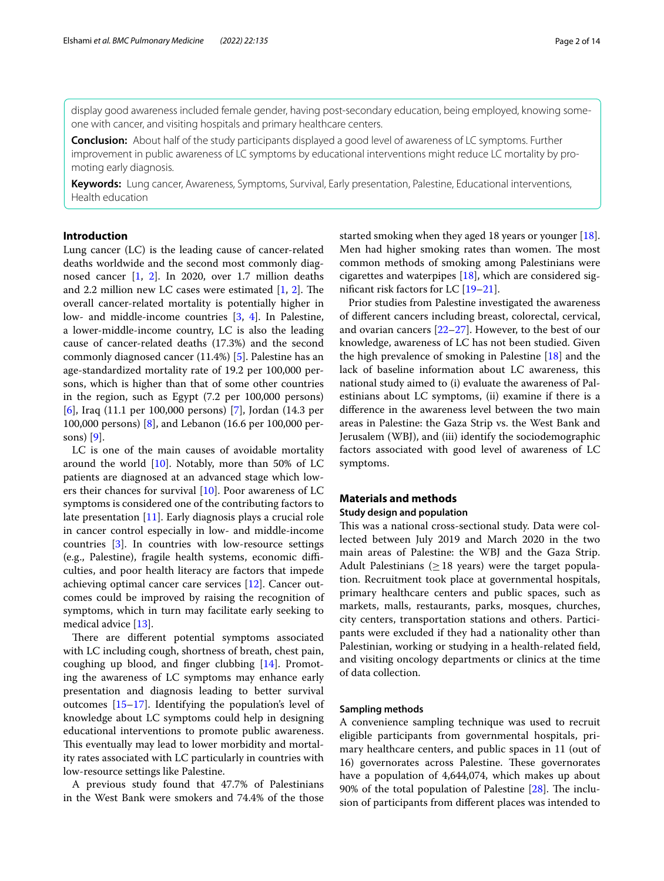display good awareness included female gender, having post-secondary education, being employed, knowing someone with cancer, and visiting hospitals and primary healthcare centers.

**Conclusion:** About half of the study participants displayed a good level of awareness of LC symptoms. Further improvement in public awareness of LC symptoms by educational interventions might reduce LC mortality by promoting early diagnosis.

**Keywords:** Lung cancer, Awareness, Symptoms, Survival, Early presentation, Palestine, Educational interventions, Health education

## Introduction

Lung cancer (LC) is the leading cause of cancer-related deaths worldwide and the second most commonly diagnosed cancer [1, 2]. In 2020, over 1.7 million deaths and 2.2 million new LC cases were estimated [1, 2]. The overall cancer-related mortality is potentially higher in low- and middle-income countries [3, 4]. In Palestine, a lower-middle-income country, LC is also the leading cause of cancer-related deaths (17.3%) and the second commonly diagnosed cancer (11.4%) [5]. Palestine has an age-standardized mortality rate of 19.2 per 100,000 persons, which is higher than that of some other countries in the region, such as Egypt (7.2 per 100,000 persons) [6], Iraq (11.1 per 100,000 persons) [7], Jordan (14.3 per 100,000 persons) [8], and Lebanon (16.6 per 100,000 persons) [9].

LC is one of the main causes of avoidable mortality around the world [10]. Notably, more than 50% of LC patients are diagnosed at an advanced stage which lowers their chances for survival [10]. Poor awareness of LC symptoms is considered one of the contributing factors to late presentation [11]. Early diagnosis plays a crucial role in cancer control especially in low- and middle-income countries [3]. In countries with low-resource settings (e.g., Palestine), fragile health systems, economic difficulties, and poor health literacy are factors that impede achieving optimal cancer care services [12]. Cancer outcomes could be improved by raising the recognition of symptoms, which in turn may facilitate early seeking to medical advice [13].

There are different potential symptoms associated with LC including cough, shortness of breath, chest pain, coughing up blood, and finger clubbing [14]. Promoting the awareness of LC symptoms may enhance early presentation and diagnosis leading to better survival outcomes [15–17]. Identifying the population's level of knowledge about LC symptoms could help in designing educational interventions to promote public awareness. This eventually may lead to lower morbidity and mortality rates associated with LC particularly in countries with low-resource settings like Palestine.

A previous study found that 47.7% of Palestinians in the West Bank were smokers and 74.4% of the those started smoking when they aged 18 years or younger [18]. Men had higher smoking rates than women. The most common methods of smoking among Palestinians were cigarettes and waterpipes [18], which are considered significant risk factors for LC [19–21].

Prior studies from Palestine investigated the awareness of different cancers including breast, colorectal, cervical, and ovarian cancers [22–27]. However, to the best of our knowledge, awareness of LC has not been studied. Given the high prevalence of smoking in Palestine [18] and the lack of baseline information about LC awareness, this national study aimed to (i) evaluate the awareness of Palestinians about LC symptoms, (ii) examine if there is a difference in the awareness level between the two main areas in Palestine: the Gaza Strip vs. the West Bank and Jerusalem (WBJ), and (iii) identify the sociodemographic factors associated with good level of awareness of LC symptoms.

## Materials and methods

### Study design and population

This was a national cross-sectional study. Data were collected between July 2019 and March 2020 in the two main areas of Palestine: the WBJ and the Gaza Strip. Adult Palestinians ($\geq$ 18 years) were the target population. Recruitment took place at governmental hospitals, primary healthcare centers and public spaces, such as markets, malls, restaurants, parks, mosques, churches, city centers, transportation stations and others. Participants were excluded if they had a nationality other than Palestinian, working or studying in a health-related field, and visiting oncology departments or clinics at the time of data collection.

### Sampling methods

A convenience sampling technique was used to recruit eligible participants from governmental hospitals, primary healthcare centers, and public spaces in 11 (out of 16) governorates across Palestine. These governorates have a population of 4,644,074, which makes up about 90% of the total population of Palestine [28]. The inclusion of participants from different places was intended to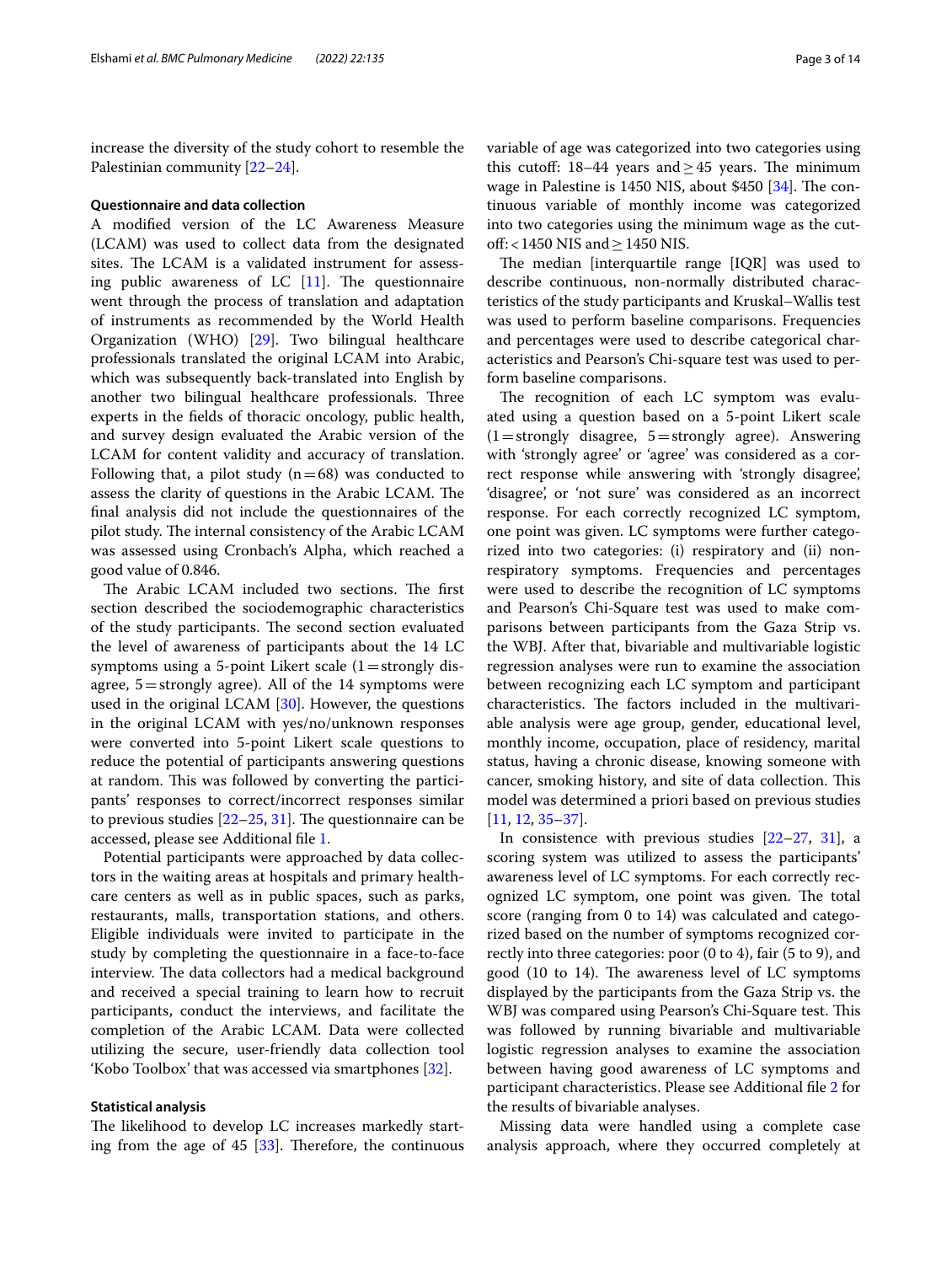increase the diversity of the study cohort to resemble the Palestinian community [22–24].

### Questionnaire and data collection

A modified version of the LC Awareness Measure (LCAM) was used to collect data from the designated sites. The LCAM is a validated instrument for assessing public awareness of LC [11]. The questionnaire went through the process of translation and adaptation of instruments as recommended by the World Health Organization (WHO) [29]. Two bilingual healthcare professionals translated the original LCAM into Arabic, which was subsequently back-translated into English by another two bilingual healthcare professionals. Three experts in the fields of thoracic oncology, public health, and survey design evaluated the Arabic version of the LCAM for content validity and accuracy of translation. Following that, a pilot study (n = 68) was conducted to assess the clarity of questions in the Arabic LCAM. The final analysis did not include the questionnaires of the pilot study. The internal consistency of the Arabic LCAM was assessed using Cronbach's Alpha, which reached a good value of 0.846.

The Arabic LCAM included two sections. The first section described the sociodemographic characteristics of the study participants. The second section evaluated the level of awareness of participants about the 14 LC symptoms using a 5-point Likert scale (1 = strongly disagree, 5 = strongly agree). All of the 14 symptoms were used in the original LCAM [30]. However, the questions in the original LCAM with yes/no/unknown responses were converted into 5-point Likert scale questions to reduce the potential of participants answering questions at random. This was followed by converting the participants' responses to correct/incorrect responses similar to previous studies [22–25, 31]. The questionnaire can be accessed, please see Additional file 1.

Potential participants were approached by data collectors in the waiting areas at hospitals and primary healthcare centers as well as in public spaces, such as parks, restaurants, malls, transportation stations, and others. Eligible individuals were invited to participate in the study by completing the questionnaire in a face-to-face interview. The data collectors had a medical background and received a special training to learn how to recruit participants, conduct the interviews, and facilitate the completion of the Arabic LCAM. Data were collected utilizing the secure, user-friendly data collection tool 'Kobo Toolbox' that was accessed via smartphones [32].

### Statistical analysis

The likelihood to develop LC increases markedly starting from the age of 45 [33]. Therefore, the continuous variable of age was categorized into two categories using this cutoff: 18–44 years and ≥ 45 years. The minimum wage in Palestine is 1450 NIS, about $450 [34]. The continuous variable of monthly income was categorized into two categories using the minimum wage as the cutoff: < 1450 NIS and ≥ 1450 NIS.

The median [interquartile range [IQR] was used to describe continuous, non-normally distributed characteristics of the study participants and Kruskal–Wallis test was used to perform baseline comparisons. Frequencies and percentages were used to describe categorical characteristics and Pearson's Chi-square test was used to perform baseline comparisons.

The recognition of each LC symptom was evaluated using a question based on a 5-point Likert scale (1 = strongly disagree, 5 = strongly agree). Answering with 'strongly agree' or 'agree' was considered as a correct response while answering with 'strongly disagree', 'disagree', or 'not sure' was considered as an incorrect response. For each correctly recognized LC symptom, one point was given. LC symptoms were further categorized into two categories: (i) respiratory and (ii) non-respiratory symptoms. Frequencies and percentages were used to describe the recognition of LC symptoms and Pearson's Chi-Square test was used to make comparisons between participants from the Gaza Strip vs. the WBJ. After that, bivariable and multivariable logistic regression analyses were run to examine the association between recognizing each LC symptom and participant characteristics. The factors included in the multivariable analysis were age group, gender, educational level, monthly income, occupation, place of residency, marital status, having a chronic disease, knowing someone with cancer, smoking history, and site of data collection. This model was determined a priori based on previous studies [11, 12, 35–37].

In consistence with previous studies [22–27, 31], a scoring system was utilized to assess the participants' awareness level of LC symptoms. For each correctly recognized LC symptom, one point was given. The total score (ranging from 0 to 14) was calculated and categorized based on the number of symptoms recognized correctly into three categories: poor (0 to 4), fair (5 to 9), and good (10 to 14). The awareness level of LC symptoms displayed by the participants from the Gaza Strip vs. the WBJ was compared using Pearson's Chi-Square test. This was followed by running bivariable and multivariable logistic regression analyses to examine the association between having good awareness of LC symptoms and participant characteristics. Please see Additional file 2 for the results of bivariable analyses.

Missing data were handled using a complete case analysis approach, where they occurred completely at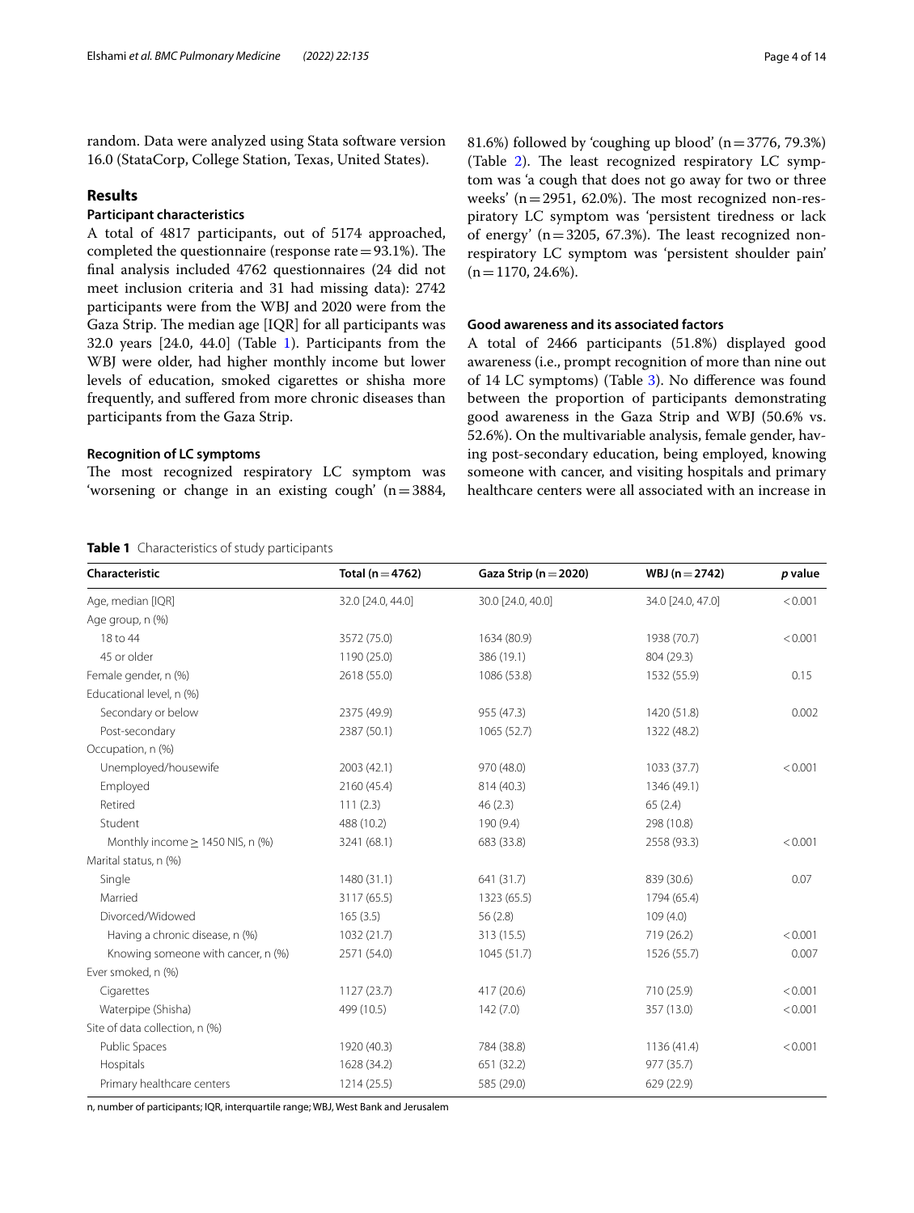random. Data were analyzed using Stata software version 16.0 (StataCorp, College Station, Texas, United States).

## Results

### Participant characteristics

A total of 4817 participants, out of 5174 approached, completed the questionnaire (response rate = 93.1%). The final analysis included 4762 questionnaires (24 did not meet inclusion criteria and 31 had missing data): 2742 participants were from the WBJ and 2020 were from the Gaza Strip. The median age [IQR] for all participants was 32.0 years [24.0, 44.0] (Table 1). Participants from the WBJ were older, had higher monthly income but lower levels of education, smoked cigarettes or shisha more frequently, and suffered from more chronic diseases than participants from the Gaza Strip.

### Recognition of LC symptoms

The most recognized respiratory LC symptom was 'worsening or change in an existing cough' (n = 3884, 81.6%) followed by 'coughing up blood' (n = 3776, 79.3%) (Table 2). The least recognized respiratory LC symptom was 'a cough that does not go away for two or three weeks' (n = 2951, 62.0%). The most recognized non-respiratory LC symptom was 'persistent tiredness or lack of energy' (n = 3205, 67.3%). The least recognized non-respiratory LC symptom was 'persistent shoulder pain' (n = 1170, 24.6%).

### Good awareness and its associated factors

A total of 2466 participants (51.8%) displayed good awareness (i.e., prompt recognition of more than nine out of 14 LC symptoms) (Table 3). No difference was found between the proportion of participants demonstrating good awareness in the Gaza Strip and WBJ (50.6% vs. 52.6%). On the multivariable analysis, female gender, having post-secondary education, being employed, knowing someone with cancer, and visiting hospitals and primary healthcare centers were all associated with an increase in

**Table 1** Characteristics of study participants

| Characteristic | Total (n = 4762) | Gaza Strip (n = 2020) | WBJ (n = 2742) | *p* value |
|---|---|---|---|---|
| Age, median [IQR] | 32.0 [24.0, 44.0] | 30.0 [24.0, 40.0] | 34.0 [24.0, 47.0] | < 0.001 |
| Age group, n (%) | | | | |
| 18 to 44 | 3572 (75.0) | 1634 (80.9) | 1938 (70.7) | < 0.001 |
| 45 or older | 1190 (25.0) | 386 (19.1) | 804 (29.3) | |
| Female gender, n (%) | 2618 (55.0) | 1086 (53.8) | 1532 (55.9) | 0.15 |
| Educational level, n (%) | | | | |
| Secondary or below | 2375 (49.9) | 955 (47.3) | 1420 (51.8) | 0.002 |
| Post-secondary | 2387 (50.1) | 1065 (52.7) | 1322 (48.2) | |
| Occupation, n (%) | | | | |
| Unemployed/housewife | 2003 (42.1) | 970 (48.0) | 1033 (37.7) | < 0.001 |
| Employed | 2160 (45.4) | 814 (40.3) | 1346 (49.1) | |
| Retired | 111 (2.3) | 46 (2.3) | 65 (2.4) | |
| Student | 488 (10.2) | 190 (9.4) | 298 (10.8) | |
| Monthly income ≥ 1450 NIS, n (%) | 3241 (68.1) | 683 (33.8) | 2558 (93.3) | < 0.001 |
| Marital status, n (%) | | | | |
| Single | 1480 (31.1) | 641 (31.7) | 839 (30.6) | 0.07 |
| Married | 3117 (65.5) | 1323 (65.5) | 1794 (65.4) | |
| Divorced/Widowed | 165 (3.5) | 56 (2.8) | 109 (4.0) | |
| Having a chronic disease, n (%) | 1032 (21.7) | 313 (15.5) | 719 (26.2) | < 0.001 |
| Knowing someone with cancer, n (%) | 2571 (54.0) | 1045 (51.7) | 1526 (55.7) | 0.007 |
| Ever smoked, n (%) | | | | |
| Cigarettes | 1127 (23.7) | 417 (20.6) | 710 (25.9) | < 0.001 |
| Waterpipe (Shisha) | 499 (10.5) | 142 (7.0) | 357 (13.0) | < 0.001 |
| Site of data collection, n (%) | | | | |
| Public Spaces | 1920 (40.3) | 784 (38.8) | 1136 (41.4) | < 0.001 |
| Hospitals | 1628 (34.2) | 651 (32.2) | 977 (35.7) | |
| Primary healthcare centers | 1214 (25.5) | 585 (29.0) | 629 (22.9) | |

n, number of participants; IQR, interquartile range; WBJ, West Bank and Jerusalem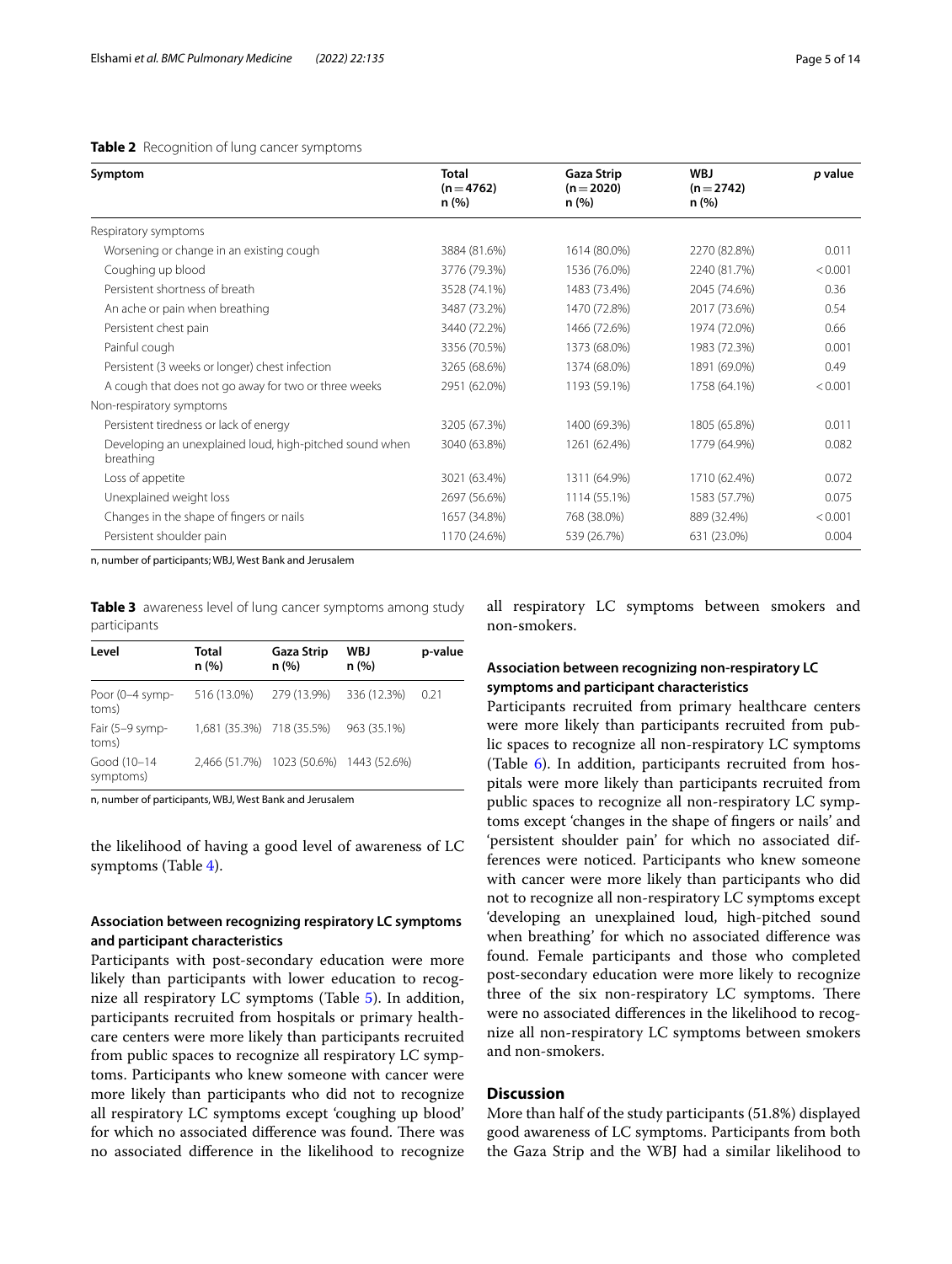**Table 2** Recognition of lung cancer symptoms

| Symptom | Total (n = 4762) n (%) | Gaza Strip (n = 2020) n (%) | WBJ (n = 2742) n (%) | *p* value |
|---|---|---|---|---|
| Respiratory symptoms | | | | |
| Worsening or change in an existing cough | 3884 (81.6%) | 1614 (80.0%) | 2270 (82.8%) | 0.011 |
| Coughing up blood | 3776 (79.3%) | 1536 (76.0%) | 2240 (81.7%) | < 0.001 |
| Persistent shortness of breath | 3528 (74.1%) | 1483 (73.4%) | 2045 (74.6%) | 0.36 |
| An ache or pain when breathing | 3487 (73.2%) | 1470 (72.8%) | 2017 (73.6%) | 0.54 |
| Persistent chest pain | 3440 (72.2%) | 1466 (72.6%) | 1974 (72.0%) | 0.66 |
| Painful cough | 3356 (70.5%) | 1373 (68.0%) | 1983 (72.3%) | 0.001 |
| Persistent (3 weeks or longer) chest infection | 3265 (68.6%) | 1374 (68.0%) | 1891 (69.0%) | 0.49 |
| A cough that does not go away for two or three weeks | 2951 (62.0%) | 1193 (59.1%) | 1758 (64.1%) | < 0.001 |
| Non-respiratory symptoms | | | | |
| Persistent tiredness or lack of energy | 3205 (67.3%) | 1400 (69.3%) | 1805 (65.8%) | 0.011 |
| Developing an unexplained loud, high-pitched sound when breathing | 3040 (63.8%) | 1261 (62.4%) | 1779 (64.9%) | 0.082 |
| Loss of appetite | 3021 (63.4%) | 1311 (64.9%) | 1710 (62.4%) | 0.072 |
| Unexplained weight loss | 2697 (56.6%) | 1114 (55.1%) | 1583 (57.7%) | 0.075 |
| Changes in the shape of fingers or nails | 1657 (34.8%) | 768 (38.0%) | 889 (32.4%) | < 0.001 |
| Persistent shoulder pain | 1170 (24.6%) | 539 (26.7%) | 631 (23.0%) | 0.004 |

n, number of participants; WBJ, West Bank and Jerusalem

**Table 3** awareness level of lung cancer symptoms among study participants

| Level | Total n (%) | Gaza Strip n (%) | WBJ n (%) | p-value |
|---|---|---|---|---|
| Poor (0–4 symptoms) | 516 (13.0%) | 279 (13.9%) | 336 (12.3%) | 0.21 |
| Fair (5–9 symptoms) | 1,681 (35.3%) | 718 (35.5%) | 963 (35.1%) | |
| Good (10–14 symptoms) | 2,466 (51.7%) | 1023 (50.6%) | 1443 (52.6%) | |

n, number of participants, WBJ, West Bank and Jerusalem

the likelihood of having a good level of awareness of LC symptoms (Table 4).

### Association between recognizing respiratory LC symptoms and participant characteristics

Participants with post-secondary education were more likely than participants with lower education to recognize all respiratory LC symptoms (Table 5). In addition, participants recruited from hospitals or primary healthcare centers were more likely than participants recruited from public spaces to recognize all respiratory LC symptoms. Participants who knew someone with cancer were more likely than participants who did not to recognize all respiratory LC symptoms except 'coughing up blood' for which no associated difference was found. There was no associated difference in the likelihood to recognize all respiratory LC symptoms between smokers and non-smokers.

### Association between recognizing non-respiratory LC symptoms and participant characteristics

Participants recruited from primary healthcare centers were more likely than participants recruited from public spaces to recognize all non-respiratory LC symptoms (Table 6). In addition, participants recruited from hospitals were more likely than participants recruited from public spaces to recognize all non-respiratory LC symptoms except 'changes in the shape of fingers or nails' and 'persistent shoulder pain' for which no associated differences were noticed. Participants who knew someone with cancer were more likely than participants who did not to recognize all non-respiratory LC symptoms except 'developing an unexplained loud, high-pitched sound when breathing' for which no associated difference was found. Female participants and those who completed post-secondary education were more likely to recognize three of the six non-respiratory LC symptoms. There were no associated differences in the likelihood to recognize all non-respiratory LC symptoms between smokers and non-smokers.

## Discussion

More than half of the study participants (51.8%) displayed good awareness of LC symptoms. Participants from both the Gaza Strip and the WBJ had a similar likelihood to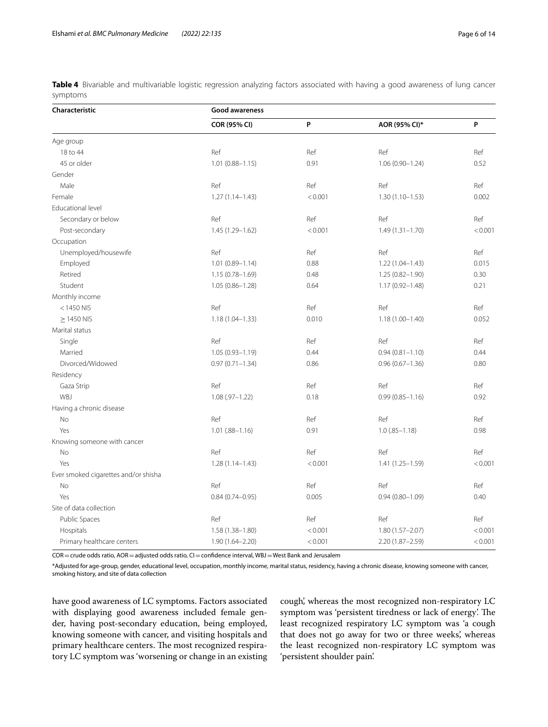**Table 4** Bivariable and multivariable logistic regression analyzing factors associated with having a good awareness of lung cancer symptoms

| Characteristic | Good awareness | | | |
|---|---|---|---|---|
| | COR (95% CI) | P | AOR (95% CI)* | P |
| Age group | | | | |
| 18 to 44 | Ref | Ref | Ref | Ref |
| 45 or older | 1.01 (0.88–1.15) | 0.91 | 1.06 (0.90–1.24) | 0.52 |
| Gender | | | | |
| Male | Ref | Ref | Ref | Ref |
| Female | 1.27 (1.14–1.43) | < 0.001 | 1.30 (1.10–1.53) | 0.002 |
| Educational level | | | | |
| Secondary or below | Ref | Ref | Ref | Ref |
| Post-secondary | 1.45 (1.29–1.62) | < 0.001 | 1.49 (1.31–1.70) | < 0.001 |
| Occupation | | | | |
| Unemployed/housewife | Ref | Ref | Ref | Ref |
| Employed | 1.01 (0.89–1.14) | 0.88 | 1.22 (1.04–1.43) | 0.015 |
| Retired | 1.15 (0.78–1.69) | 0.48 | 1.25 (0.82–1.90) | 0.30 |
| Student | 1.05 (0.86–1.28) | 0.64 | 1.17 (0.92–1.48) | 0.21 |
| Monthly income | | | | |
| < 1450 NIS | Ref | Ref | Ref | Ref |
| ≥ 1450 NIS | 1.18 (1.04–1.33) | 0.010 | 1.18 (1.00–1.40) | 0.052 |
| Marital status | | | | |
| Single | Ref | Ref | Ref | Ref |
| Married | 1.05 (0.93–1.19) | 0.44 | 0.94 (0.81–1.10) | 0.44 |
| Divorced/Widowed | 0.97 (0.71–1.34) | 0.86 | 0.96 (0.67–1.36) | 0.80 |
| Residency | | | | |
| Gaza Strip | Ref | Ref | Ref | Ref |
| WBJ | 1.08 (.97–1.22) | 0.18 | 0.99 (0.85–1.16) | 0.92 |
| Having a chronic disease | | | | |
| No | Ref | Ref | Ref | Ref |
| Yes | 1.01 (.88–1.16) | 0.91 | 1.0 (.85–1.18) | 0.98 |
| Knowing someone with cancer | | | | |
| No | Ref | Ref | Ref | Ref |
| Yes | 1.28 (1.14–1.43) | < 0.001 | 1.41 (1.25–1.59) | < 0.001 |
| Ever smoked cigarettes and/or shisha | | | | |
| No | Ref | Ref | Ref | Ref |
| Yes | 0.84 (0.74–0.95) | 0.005 | 0.94 (0.80–1.09) | 0.40 |
| Site of data collection | | | | |
| Public Spaces | Ref | Ref | Ref | Ref |
| Hospitals | 1.58 (1.38–1.80) | < 0.001 | 1.80 (1.57–2.07) | < 0.001 |
| Primary healthcare centers | 1.90 (1.64–2.20) | < 0.001 | 2.20 (1.87–2.59) | < 0.001 |

COR = crude odds ratio, AOR = adjusted odds ratio, CI = confidence interval, WBJ = West Bank and Jerusalem

*Adjusted for age-group, gender, educational level, occupation, monthly income, marital status, residency, having a chronic disease, knowing someone with cancer, smoking history, and site of data collection

have good awareness of LC symptoms. Factors associated with displaying good awareness included female gender, having post-secondary education, being employed, knowing someone with cancer, and visiting hospitals and primary healthcare centers. The most recognized respiratory LC symptom was 'worsening or change in an existing cough', whereas the most recognized non-respiratory LC symptom was 'persistent tiredness or lack of energy'. The least recognized respiratory LC symptom was 'a cough that does not go away for two or three weeks', whereas the least recognized non-respiratory LC symptom was 'persistent shoulder pain'.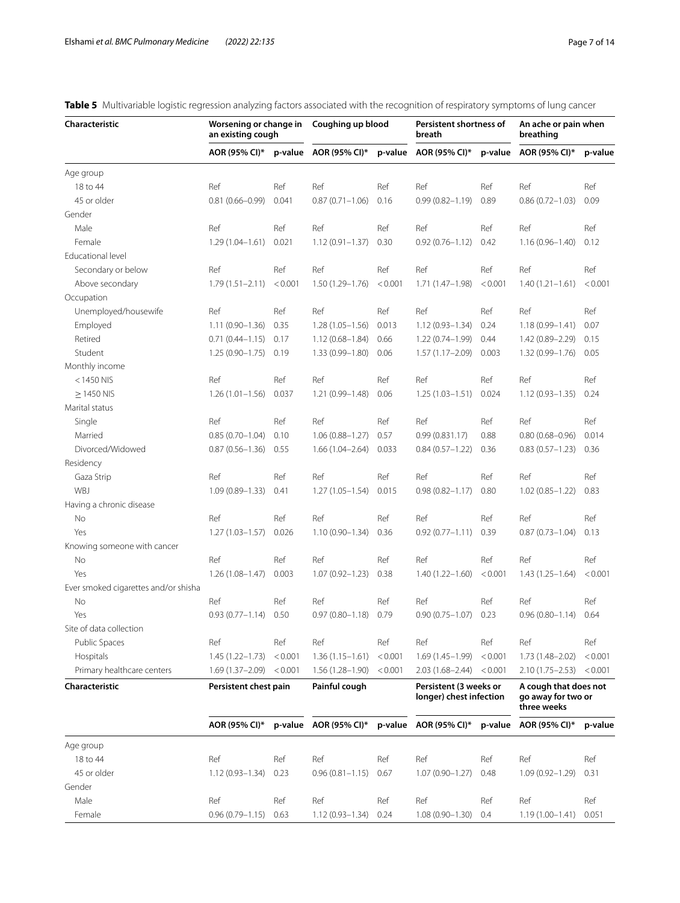**Table 5** Multivariable logistic regression analyzing factors associated with the recognition of respiratory symptoms of lung cancer

| Characteristic | Worsening or change in an existing cough | | Coughing up blood | | Persistent shortness of breath | | An ache or pain when breathing | |
|---|---|---|---|---|---|---|---|---|
| | AOR (95% CI)* | p-value | AOR (95% CI)* | p-value | AOR (95% CI)* | p-value | AOR (95% CI)* | p-value |
| Age group | | | | | | | | |
| 18 to 44 | Ref | Ref | Ref | Ref | Ref | Ref | Ref | Ref |
| 45 or older | 0.81 (0.66–0.99) | 0.041 | 0.87 (0.71–1.06) | 0.16 | 0.99 (0.82–1.19) | 0.89 | 0.86 (0.72–1.03) | 0.09 |
| Gender | | | | | | | | |
| Male | Ref | Ref | Ref | Ref | Ref | Ref | Ref | Ref |
| Female | 1.29 (1.04–1.61) | 0.021 | 1.12 (0.91–1.37) | 0.30 | 0.92 (0.76–1.12) | 0.42 | 1.16 (0.96–1.40) | 0.12 |
| Educational level | | | | | | | | |
| Secondary or below | Ref | Ref | Ref | Ref | Ref | Ref | Ref | Ref |
| Above secondary | 1.79 (1.51–2.11) | < 0.001 | 1.50 (1.29–1.76) | < 0.001 | 1.71 (1.47–1.98) | < 0.001 | 1.40 (1.21–1.61) | < 0.001 |
| Occupation | | | | | | | | |
| Unemployed/housewife | Ref | Ref | Ref | Ref | Ref | Ref | Ref | Ref |
| Employed | 1.11 (0.90–1.36) | 0.35 | 1.28 (1.05–1.56) | 0.013 | 1.12 (0.93–1.34) | 0.24 | 1.18 (0.99–1.41) | 0.07 |
| Retired | 0.71 (0.44–1.15) | 0.17 | 1.12 (0.68–1.84) | 0.66 | 1.22 (0.74–1.99) | 0.44 | 1.42 (0.89–2.29) | 0.15 |
| Student | 1.25 (0.90–1.75) | 0.19 | 1.33 (0.99–1.80) | 0.06 | 1.57 (1.17–2.09) | 0.003 | 1.32 (0.99–1.76) | 0.05 |
| Monthly income | | | | | | | | |
| < 1450 NIS | Ref | Ref | Ref | Ref | Ref | Ref | Ref | Ref |
| ≥ 1450 NIS | 1.26 (1.01–1.56) | 0.037 | 1.21 (0.99–1.48) | 0.06 | 1.25 (1.03–1.51) | 0.024 | 1.12 (0.93–1.35) | 0.24 |
| Marital status | | | | | | | | |
| Single | Ref | Ref | Ref | Ref | Ref | Ref | Ref | Ref |
| Married | 0.85 (0.70–1.04) | 0.10 | 1.06 (0.88–1.27) | 0.57 | 0.99 (0.831.17) | 0.88 | 0.80 (0.68–0.96) | 0.014 |
| Divorced/Widowed | 0.87 (0.56–1.36) | 0.55 | 1.66 (1.04–2.64) | 0.033 | 0.84 (0.57–1.22) | 0.36 | 0.83 (0.57–1.23) | 0.36 |
| Residency | | | | | | | | |
| Gaza Strip | Ref | Ref | Ref | Ref | Ref | Ref | Ref | Ref |
| WBJ | 1.09 (0.89–1.33) | 0.41 | 1.27 (1.05–1.54) | 0.015 | 0.98 (0.82–1.17) | 0.80 | 1.02 (0.85–1.22) | 0.83 |
| Having a chronic disease | | | | | | | | |
| No | Ref | Ref | Ref | Ref | Ref | Ref | Ref | Ref |
| Yes | 1.27 (1.03–1.57) | 0.026 | 1.10 (0.90–1.34) | 0.36 | 0.92 (0.77–1.11) | 0.39 | 0.87 (0.73–1.04) | 0.13 |
| Knowing someone with cancer | | | | | | | | |
| No | Ref | Ref | Ref | Ref | Ref | Ref | Ref | Ref |
| Yes | 1.26 (1.08–1.47) | 0.003 | 1.07 (0.92–1.23) | 0.38 | 1.40 (1.22–1.60) | < 0.001 | 1.43 (1.25–1.64) | < 0.001 |
| Ever smoked cigarettes and/or shisha | | | | | | | | |
| No | Ref | Ref | Ref | Ref | Ref | Ref | Ref | Ref |
| Yes | 0.93 (0.77–1.14) | 0.50 | 0.97 (0.80–1.18) | 0.79 | 0.90 (0.75–1.07) | 0.23 | 0.96 (0.80–1.14) | 0.64 |
| Site of data collection | | | | | | | | |
| Public Spaces | Ref | Ref | Ref | Ref | Ref | Ref | Ref | Ref |
| Hospitals | 1.45 (1.22–1.73) | < 0.001 | 1.36 (1.15–1.61) | < 0.001 | 1.69 (1.45–1.99) | < 0.001 | 1.73 (1.48–2.02) | < 0.001 |
| Primary healthcare centers | 1.69 (1.37–2.09) | < 0.001 | 1.56 (1.28–1.90) | < 0.001 | 2.03 (1.68–2.44) | < 0.001 | 2.10 (1.75–2.53) | < 0.001 |
| **Characteristic** | **Persistent chest pain** | | **Painful cough** | | **Persistent (3 weeks or longer) chest infection** | | **A cough that does not go away for two or three weeks** | |
| | AOR (95% CI)* | p-value | AOR (95% CI)* | p-value | AOR (95% CI)* | p-value | AOR (95% CI)* | p-value |
| Age group | | | | | | | | |
| 18 to 44 | Ref | Ref | Ref | Ref | Ref | Ref | Ref | Ref |
| 45 or older | 1.12 (0.93–1.34) | 0.23 | 0.96 (0.81–1.15) | 0.67 | 1.07 (0.90–1.27) | 0.48 | 1.09 (0.92–1.29) | 0.31 |
| Gender | | | | | | | | |
| Male | Ref | Ref | Ref | Ref | Ref | Ref | Ref | Ref |
| Female | 0.96 (0.79–1.15) | 0.63 | 1.12 (0.93–1.34) | 0.24 | 1.08 (0.90–1.30) | 0.4 | 1.19 (1.00–1.41) | 0.051 |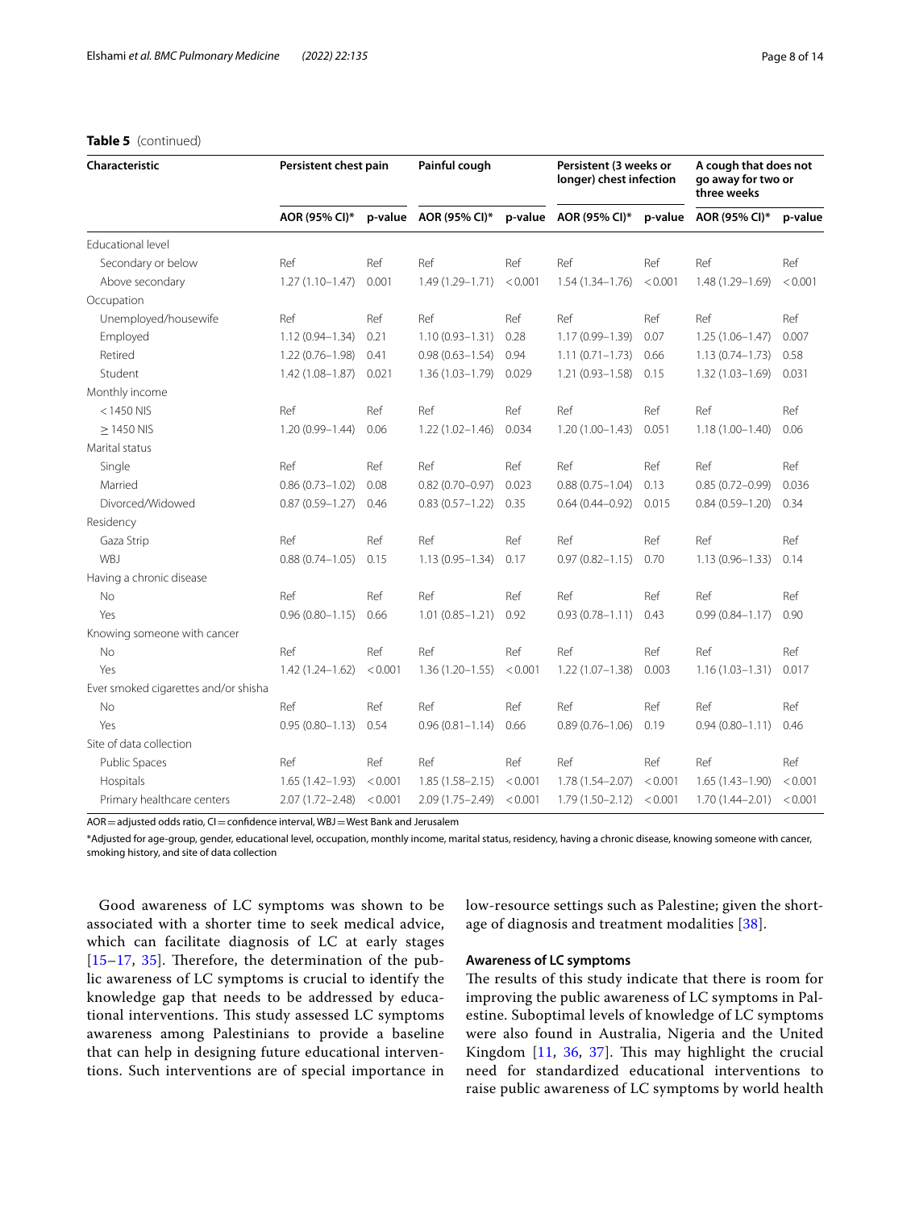**Table 5** (continued)

| Characteristic | Persistent chest pain | | Painful cough | | Persistent (3 weeks or longer) chest infection | | A cough that does not go away for two or three weeks | |
|---|---|---|---|---|---|---|---|---|
| | AOR (95% CI)* | p-value | AOR (95% CI)* | p-value | AOR (95% CI)* | p-value | AOR (95% CI)* | p-value |
| Educational level | | | | | | | | |
| Secondary or below | Ref | Ref | Ref | Ref | Ref | Ref | Ref | Ref |
| Above secondary | 1.27 (1.10–1.47) | 0.001 | 1.49 (1.29–1.71) | < 0.001 | 1.54 (1.34–1.76) | < 0.001 | 1.48 (1.29–1.69) | < 0.001 |
| Occupation | | | | | | | | |
| Unemployed/housewife | Ref | Ref | Ref | Ref | Ref | Ref | Ref | Ref |
| Employed | 1.12 (0.94–1.34) | 0.21 | 1.10 (0.93–1.31) | 0.28 | 1.17 (0.99–1.39) | 0.07 | 1.25 (1.06–1.47) | 0.007 |
| Retired | 1.22 (0.76–1.98) | 0.41 | 0.98 (0.63–1.54) | 0.94 | 1.11 (0.71–1.73) | 0.66 | 1.13 (0.74–1.73) | 0.58 |
| Student | 1.42 (1.08–1.87) | 0.021 | 1.36 (1.03–1.79) | 0.029 | 1.21 (0.93–1.58) | 0.15 | 1.32 (1.03–1.69) | 0.031 |
| Monthly income | | | | | | | | |
| < 1450 NIS | Ref | Ref | Ref | Ref | Ref | Ref | Ref | Ref |
| ≥ 1450 NIS | 1.20 (0.99–1.44) | 0.06 | 1.22 (1.02–1.46) | 0.034 | 1.20 (1.00–1.43) | 0.051 | 1.18 (1.00–1.40) | 0.06 |
| Marital status | | | | | | | | |
| Single | Ref | Ref | Ref | Ref | Ref | Ref | Ref | Ref |
| Married | 0.86 (0.73–1.02) | 0.08 | 0.82 (0.70–0.97) | 0.023 | 0.88 (0.75–1.04) | 0.13 | 0.85 (0.72–0.99) | 0.036 |
| Divorced/Widowed | 0.87 (0.59–1.27) | 0.46 | 0.83 (0.57–1.22) | 0.35 | 0.64 (0.44–0.92) | 0.015 | 0.84 (0.59–1.20) | 0.34 |
| Residency | | | | | | | | |
| Gaza Strip | Ref | Ref | Ref | Ref | Ref | Ref | Ref | Ref |
| WBJ | 0.88 (0.74–1.05) | 0.15 | 1.13 (0.95–1.34) | 0.17 | 0.97 (0.82–1.15) | 0.70 | 1.13 (0.96–1.33) | 0.14 |
| Having a chronic disease | | | | | | | | |
| No | Ref | Ref | Ref | Ref | Ref | Ref | Ref | Ref |
| Yes | 0.96 (0.80–1.15) | 0.66 | 1.01 (0.85–1.21) | 0.92 | 0.93 (0.78–1.11) | 0.43 | 0.99 (0.84–1.17) | 0.90 |
| Knowing someone with cancer | | | | | | | | |
| No | Ref | Ref | Ref | Ref | Ref | Ref | Ref | Ref |
| Yes | 1.42 (1.24–1.62) | < 0.001 | 1.36 (1.20–1.55) | < 0.001 | 1.22 (1.07–1.38) | 0.003 | 1.16 (1.03–1.31) | 0.017 |
| Ever smoked cigarettes and/or shisha | | | | | | | | |
| No | Ref | Ref | Ref | Ref | Ref | Ref | Ref | Ref |
| Yes | 0.95 (0.80–1.13) | 0.54 | 0.96 (0.81–1.14) | 0.66 | 0.89 (0.76–1.06) | 0.19 | 0.94 (0.80–1.11) | 0.46 |
| Site of data collection | | | | | | | | |
| Public Spaces | Ref | Ref | Ref | Ref | Ref | Ref | Ref | Ref |
| Hospitals | 1.65 (1.42–1.93) | < 0.001 | 1.85 (1.58–2.15) | < 0.001 | 1.78 (1.54–2.07) | < 0.001 | 1.65 (1.43–1.90) | < 0.001 |
| Primary healthcare centers | 2.07 (1.72–2.48) | < 0.001 | 2.09 (1.75–2.49) | < 0.001 | 1.79 (1.50–2.12) | < 0.001 | 1.70 (1.44–2.01) | < 0.001 |

AOR = adjusted odds ratio, CI = confidence interval, WBJ = West Bank and Jerusalem

*Adjusted for age-group, gender, educational level, occupation, monthly income, marital status, residency, having a chronic disease, knowing someone with cancer, smoking history, and site of data collection

Good awareness of LC symptoms was shown to be associated with a shorter time to seek medical advice, which can facilitate diagnosis of LC at early stages [15–17, 35]. Therefore, the determination of the public awareness of LC symptoms is crucial to identify the knowledge gap that needs to be addressed by educational interventions. This study assessed LC symptoms awareness among Palestinians to provide a baseline that can help in designing future educational interventions. Such interventions are of special importance in low-resource settings such as Palestine; given the shortage of diagnosis and treatment modalities [38].

### Awareness of LC symptoms

The results of this study indicate that there is room for improving the public awareness of LC symptoms in Palestine. Suboptimal levels of knowledge of LC symptoms were also found in Australia, Nigeria and the United Kingdom [11, 36, 37]. This may highlight the crucial need for standardized educational interventions to raise public awareness of LC symptoms by world health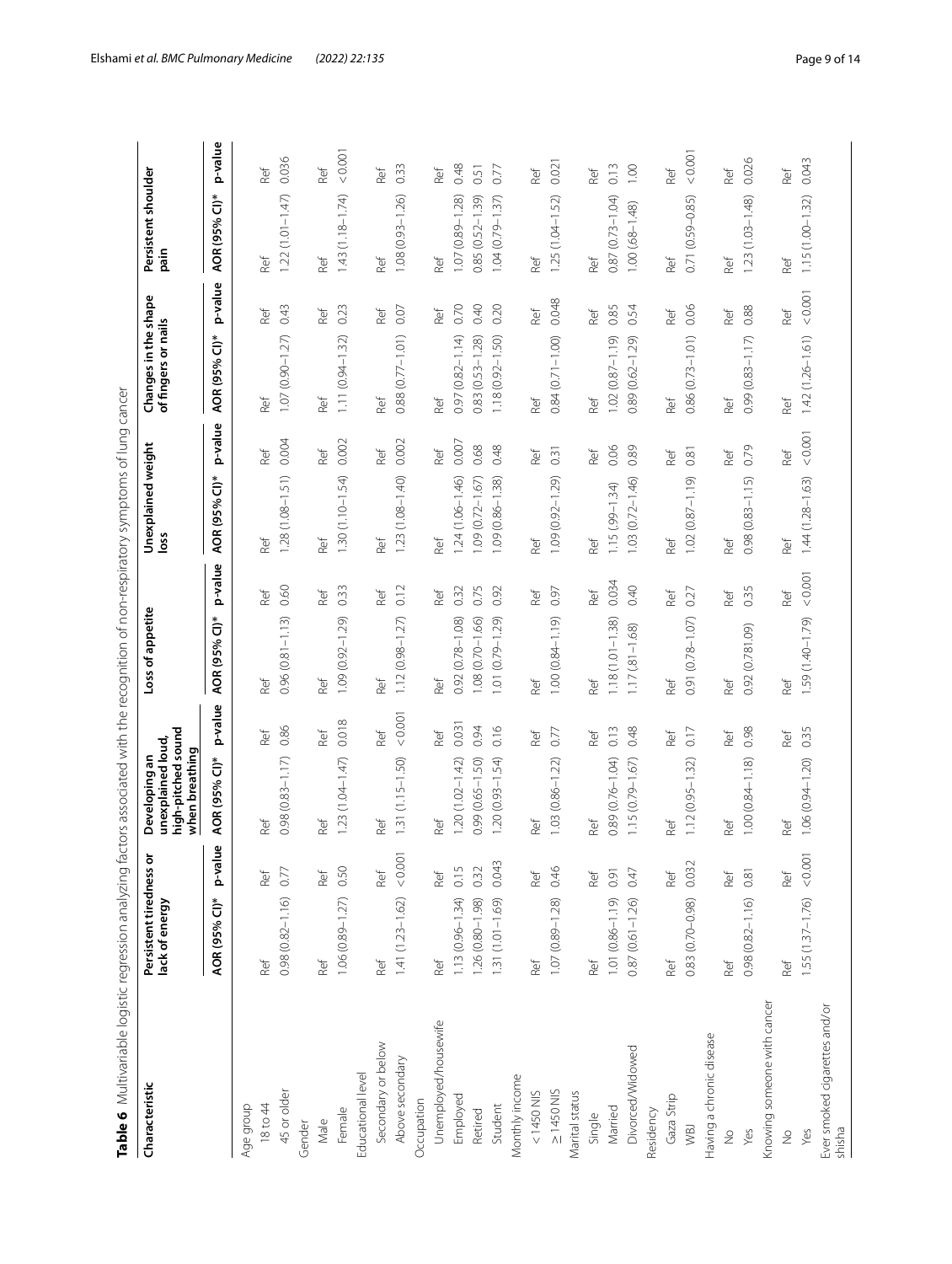**Table 6** Multivariable logistic regression analyzing factors associated with the recognition of non-respiratory symptoms of lung cancer

| Characteristic | Persistent tiredness or lack of energy | | Developing an unexplained loud, high-pitched sound when breathing | | Loss of appetite | | Unexplained weight loss | | Changes in the shape of fingers or nails | | Persistent shoulder pain | |
|---|---|---|---|---|---|---|---|---|---|---|---|---|
| | AOR (95% CI)* | p-value | AOR (95% CI)* | p-value | AOR (95% CI)* | p-value | AOR (95% CI)* | p-value | AOR (95% CI)* | p-value | AOR (95% CI)* | p-value |
| Age group | | | | | | | | | | | | |
| 18 to 44 | Ref | Ref | Ref | Ref | Ref | Ref | Ref | Ref | Ref | Ref | Ref | Ref |
| 45 or older | 0.98 (0.82–1.16) | 0.77 | 0.98 (0.83–1.17) | 0.86 | 0.96 (0.81–1.13) | 0.60 | 1.28 (1.08–1.51) | 0.004 | 1.07 (0.90–1.27) | 0.43 | 1.22 (1.01–1.47) | 0.036 |
| Gender | | | | | | | | | | | | |
| Male | Ref | Ref | Ref | Ref | Ref | Ref | Ref | Ref | Ref | Ref | Ref | Ref |
| Female | 1.06 (0.89–1.27) | 0.50 | 1.23 (1.04–1.47) | 0.018 | 1.09 (0.92–1.29) | 0.33 | 1.30 (1.10–1.54) | 0.002 | 1.11 (0.94–1.32) | 0.23 | 1.43 (1.18–1.74) | < 0.001 |
| Educational level | | | | | | | | | | | | |
| Secondary or below | Ref | Ref | Ref | Ref | Ref | Ref | Ref | Ref | Ref | Ref | Ref | Ref |
| Above secondary | 1.41 (1.23–1.62) | < 0.001 | 1.31 (1.15–1.50) | < 0.001 | 1.12 (0.98–1.27) | 0.12 | 1.23 (1.08–1.40) | 0.002 | 0.88 (0.77–1.01) | 0.07 | 1.08 (0.93–1.26) | 0.33 |
| Occupation | | | | | | | | | | | | |
| Unemployed/housewife | Ref | Ref | Ref | Ref | Ref | Ref | Ref | Ref | Ref | Ref | Ref | Ref |
| Employed | 1.13 (0.96–1.34) | 0.15 | 1.20 (1.02–1.42) | 0.031 | 0.92 (0.78–1.08) | 0.32 | 1.24 (1.06–1.46) | 0.007 | 0.97 (0.82–1.14) | 0.70 | 1.07 (0.89–1.28) | 0.48 |
| Retired | 1.26 (0.80–1.98) | 0.32 | 0.99 (0.65–1.50) | 0.94 | 1.08 (0.70–1.66) | 0.75 | 1.09 (0.72–1.67) | 0.68 | 0.83 (0.53–1.28) | 0.40 | 0.85 (0.52–1.39) | 0.51 |
| Student | 1.31 (1.01–1.69) | 0.043 | 1.20 (0.93–1.54) | 0.16 | 1.01 (0.79–1.29) | 0.92 | 1.09 (0.86–1.38) | 0.48 | 1.18 (0.92–1.50) | 0.20 | 1.04 (0.79–1.37) | 0.77 |
| Monthly income | | | | | | | | | | | | |
| < 1450 NIS | Ref | Ref | Ref | Ref | Ref | Ref | Ref | Ref | Ref | Ref | Ref | Ref |
| ≥ 1450 NIS | 1.07 (0.89–1.28) | 0.46 | 1.03 (0.86–1.22) | 0.77 | 1.00 (0.84–1.19) | 0.97 | 1.09 (0.92–1.29) | 0.31 | 0.84 (0.71–1.00) | 0.048 | 1.25 (1.04–1.52) | 0.021 |
| Marital status | | | | | | | | | | | | |
| Single | Ref | Ref | Ref | Ref | Ref | Ref | Ref | Ref | Ref | Ref | Ref | Ref |
| Married | 1.01 (0.86–1.19) | 0.91 | 0.89 (0.76–1.04) | 0.13 | 1.18 (1.01–1.38) | 0.034 | 1.15 (.99–1.34) | 0.06 | 1.02 (0.87–1.19) | 0.85 | 0.87 (0.73–1.04) | 0.13 |
| Divorced/Widowed | 0.87 (0.61–1.26) | 0.47 | 1.15 (0.79–1.67) | 0.48 | 1.17 (.81–1.68) | 0.40 | 1.03 (0.72–1.46) | 0.89 | 0.89 (0.62–1.29) | 0.54 | 1.00 (.68–1.48) | 1.00 |
| Residency | | | | | | | | | | | | |
| Gaza Strip | Ref | Ref | Ref | Ref | Ref | Ref | Ref | Ref | Ref | Ref | Ref | Ref |
| WBJ | 0.83 (0.70–0.98) | 0.032 | 1.12 (0.95–1.32) | 0.17 | 0.91 (0.78–1.07) | 0.27 | 1.02 (0.87–1.19) | 0.81 | 0.86 (0.73–1.01) | 0.06 | 0.71 (0.59–0.85) | < 0.001 |
| Having a chronic disease | | | | | | | | | | | | |
| No | Ref | Ref | Ref | Ref | Ref | Ref | Ref | Ref | Ref | Ref | Ref | Ref |
| Yes | 0.98 (0.82–1.16) | 0.81 | 1.00 (0.84–1.18) | 0.98 | 0.92 (0.781.09) | 0.35 | 0.98 (0.83–1.15) | 0.79 | 0.99 (0.83–1.17) | 0.88 | 1.23 (1.03–1.48) | 0.026 |
| Knowing someone with cancer | | | | | | | | | | | | |
| No | Ref | Ref | Ref | Ref | Ref | Ref | Ref | Ref | Ref | Ref | Ref | Ref |
| Yes | 1.55 (1.37–1.76) | < 0.001 | 1.06 (0.94–1.20) | 0.35 | 1.59 (1.40–1.79) | < 0.001 | 1.44 (1.28–1.63) | < 0.001 | 1.42 (1.26–1.61) | < 0.001 | 1.15 (1.00–1.32) | 0.043 |
| Ever smoked cigarettes and/or shisha | | | | | | | | | | | | |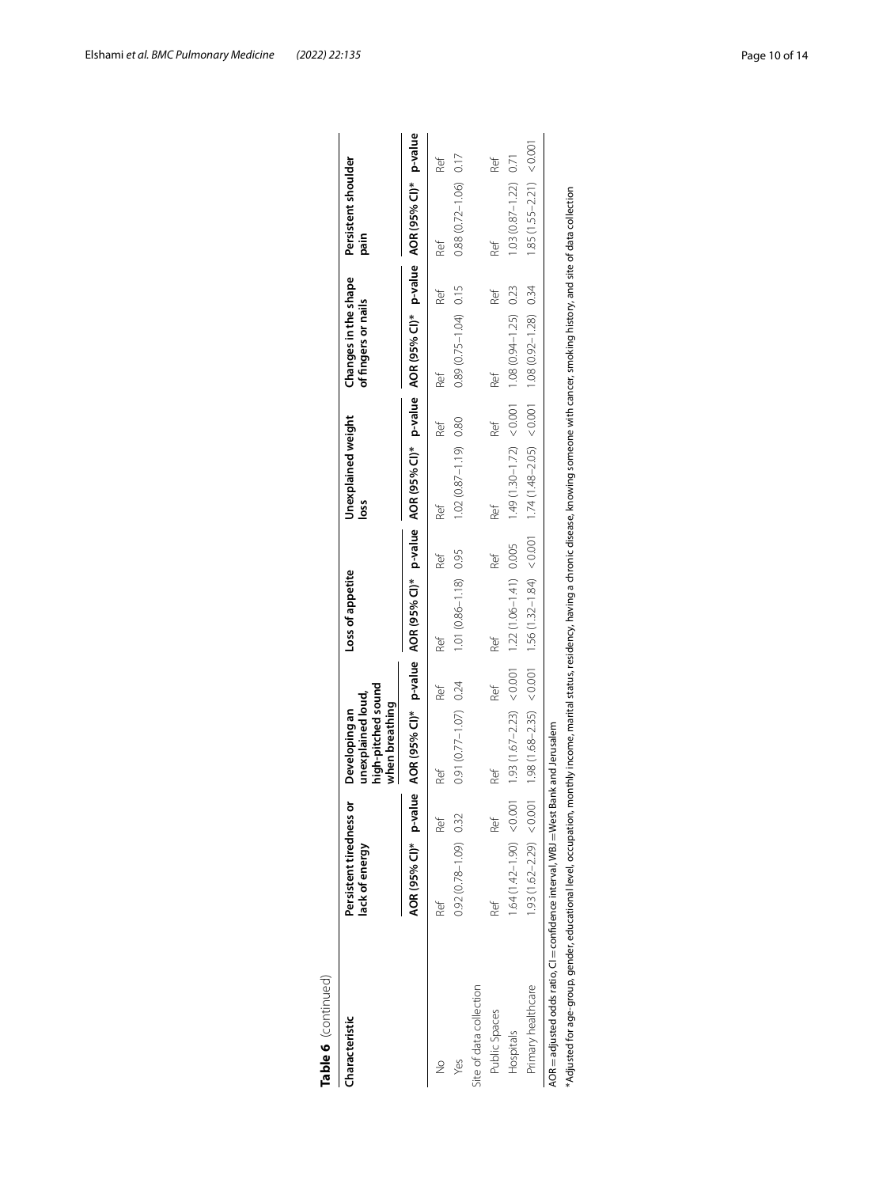**Table 6** (continued)

| Characteristic | Persistent tiredness or lack of energy | | Developing an unexplained loud, high-pitched sound when breathing | | Loss of appetite | | Unexplained weight loss | | Changes in the shape of fingers or nails | | Persistent shoulder pain | |
|---|---|---|---|---|---|---|---|---|---|---|---|---|
| | AOR (95% CI)* | p-value | AOR (95% CI)* | p-value | AOR (95% CI)* | p-value | AOR (95% CI)* | p-value | AOR (95% CI)* | p-value | AOR (95% CI)* | p-value |
| No | Ref | Ref | Ref | Ref | Ref | Ref | Ref | Ref | Ref | Ref | Ref | Ref |
| Yes | 0.92 (0.78–1.09) | 0.32 | 0.91 (0.77–1.07) | 0.24 | 1.01 (0.86–1.18) | 0.95 | 1.02 (0.87–1.19) | 0.80 | 0.89 (0.75–1.04) | 0.15 | 0.88 (0.72–1.06) | 0.17 |
| Site of data collection | | | | | | | | | | | | |
| Public Spaces | Ref | Ref | Ref | Ref | Ref | Ref | Ref | Ref | Ref | Ref | Ref | Ref |
| Hospitals | 1.64 (1.42–1.90) | <0.001 | 1.93 (1.67–2.23) | <0.001 | 1.22 (1.06–1.41) | 0.005 | 1.49 (1.30–1.72) | <0.001 | 1.08 (0.94–1.25) | 0.23 | 1.03 (0.87–1.22) | 0.71 |
| Primary healthcare | 1.93 (1.62–2.29) | <0.001 | 1.98 (1.68–2.35) | <0.001 | 1.56 (1.32–1.84) | <0.001 | 1.74 (1.48–2.05) | <0.001 | 1.08 (0.92–1.28) | 0.34 | 1.85 (1.55–2.21) | <0.001 |

AOR = adjusted odds ratio, CI = confidence interval, WBJ = West Bank and Jerusalem

*Adjusted for age-group, gender, educational level, occupation, monthly income, marital status, residency, having a chronic disease, knowing someone with cancer, smoking history, and site of data collection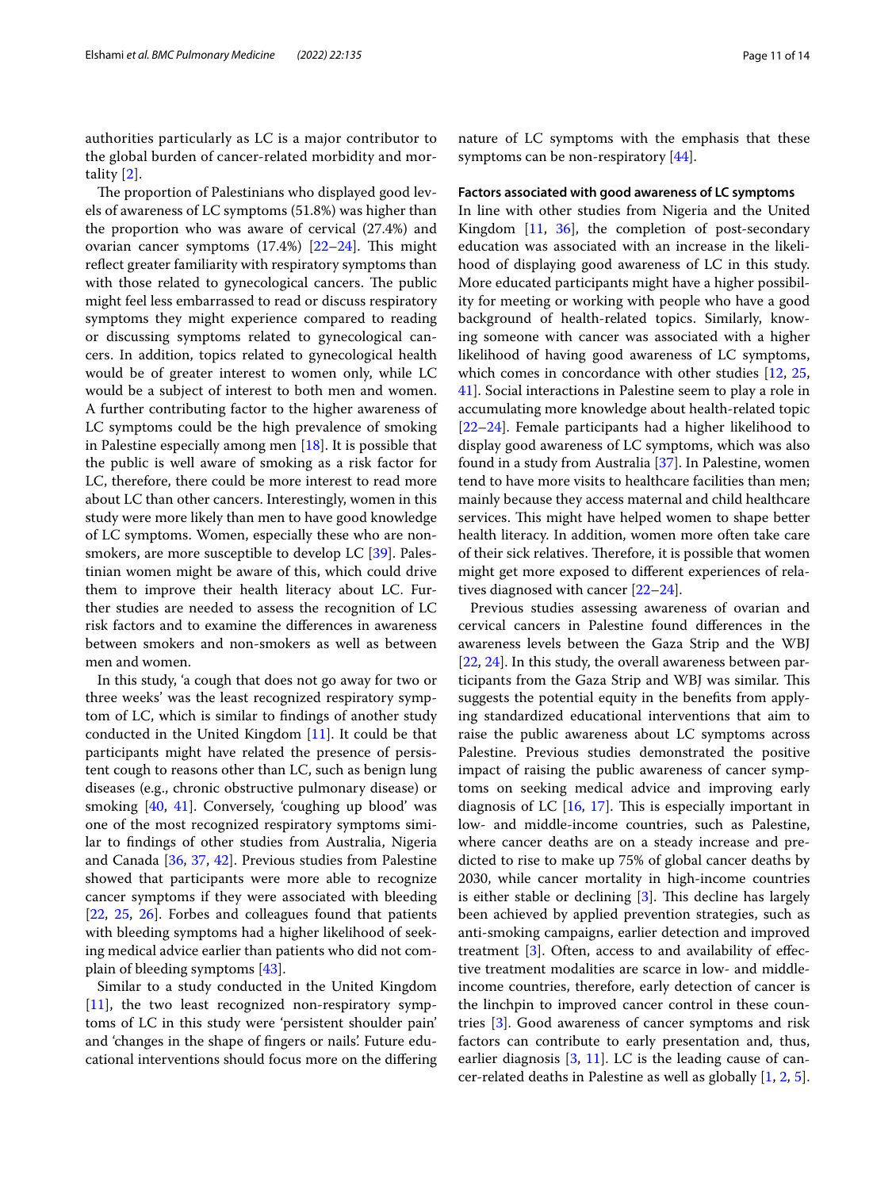authorities particularly as LC is a major contributor to the global burden of cancer-related morbidity and mortality [2].

The proportion of Palestinians who displayed good levels of awareness of LC symptoms (51.8%) was higher than the proportion who was aware of cervical (27.4%) and ovarian cancer symptoms (17.4%) [22–24]. This might reflect greater familiarity with respiratory symptoms than with those related to gynecological cancers. The public might feel less embarrassed to read or discuss respiratory symptoms they might experience compared to reading or discussing symptoms related to gynecological cancers. In addition, topics related to gynecological health would be of greater interest to women only, while LC would be a subject of interest to both men and women. A further contributing factor to the higher awareness of LC symptoms could be the high prevalence of smoking in Palestine especially among men [18]. It is possible that the public is well aware of smoking as a risk factor for LC, therefore, there could be more interest to read more about LC than other cancers. Interestingly, women in this study were more likely than men to have good knowledge of LC symptoms. Women, especially these who are non-smokers, are more susceptible to develop LC [39]. Palestinian women might be aware of this, which could drive them to improve their health literacy about LC. Further studies are needed to assess the recognition of LC risk factors and to examine the differences in awareness between smokers and non-smokers as well as between men and women.

In this study, 'a cough that does not go away for two or three weeks' was the least recognized respiratory symptom of LC, which is similar to findings of another study conducted in the United Kingdom [11]. It could be that participants might have related the presence of persistent cough to reasons other than LC, such as benign lung diseases (e.g., chronic obstructive pulmonary disease) or smoking [40, 41]. Conversely, 'coughing up blood' was one of the most recognized respiratory symptoms similar to findings of other studies from Australia, Nigeria and Canada [36, 37, 42]. Previous studies from Palestine showed that participants were more able to recognize cancer symptoms if they were associated with bleeding [22, 25, 26]. Forbes and colleagues found that patients with bleeding symptoms had a higher likelihood of seeking medical advice earlier than patients who did not complain of bleeding symptoms [43].

Similar to a study conducted in the United Kingdom [11], the two least recognized non-respiratory symptoms of LC in this study were 'persistent shoulder pain' and 'changes in the shape of fingers or nails'. Future educational interventions should focus more on the differing nature of LC symptoms with the emphasis that these symptoms can be non-respiratory [44].

#### Factors associated with good awareness of LC symptoms

In line with other studies from Nigeria and the United Kingdom [11, 36], the completion of post-secondary education was associated with an increase in the likelihood of displaying good awareness of LC in this study. More educated participants might have a higher possibility for meeting or working with people who have a good background of health-related topics. Similarly, knowing someone with cancer was associated with a higher likelihood of having good awareness of LC symptoms, which comes in concordance with other studies [12, 25, 41]. Social interactions in Palestine seem to play a role in accumulating more knowledge about health-related topic [22–24]. Female participants had a higher likelihood to display good awareness of LC symptoms, which was also found in a study from Australia [37]. In Palestine, women tend to have more visits to healthcare facilities than men; mainly because they access maternal and child healthcare services. This might have helped women to shape better health literacy. In addition, women more often take care of their sick relatives. Therefore, it is possible that women might get more exposed to different experiences of relatives diagnosed with cancer [22–24].

Previous studies assessing awareness of ovarian and cervical cancers in Palestine found differences in the awareness levels between the Gaza Strip and the WBJ [22, 24]. In this study, the overall awareness between participants from the Gaza Strip and WBJ was similar. This suggests the potential equity in the benefits from applying standardized educational interventions that aim to raise the public awareness about LC symptoms across Palestine. Previous studies demonstrated the positive impact of raising the public awareness of cancer symptoms on seeking medical advice and improving early diagnosis of LC [16, 17]. This is especially important in low- and middle-income countries, such as Palestine, where cancer deaths are on a steady increase and predicted to rise to make up 75% of global cancer deaths by 2030, while cancer mortality in high-income countries is either stable or declining [3]. This decline has largely been achieved by applied prevention strategies, such as anti-smoking campaigns, earlier detection and improved treatment [3]. Often, access to and availability of effective treatment modalities are scarce in low- and middle-income countries, therefore, early detection of cancer is the linchpin to improved cancer control in these countries [3]. Good awareness of cancer symptoms and risk factors can contribute to early presentation and, thus, earlier diagnosis [3, 11]. LC is the leading cause of cancer-related deaths in Palestine as well as globally [1, 2, 5].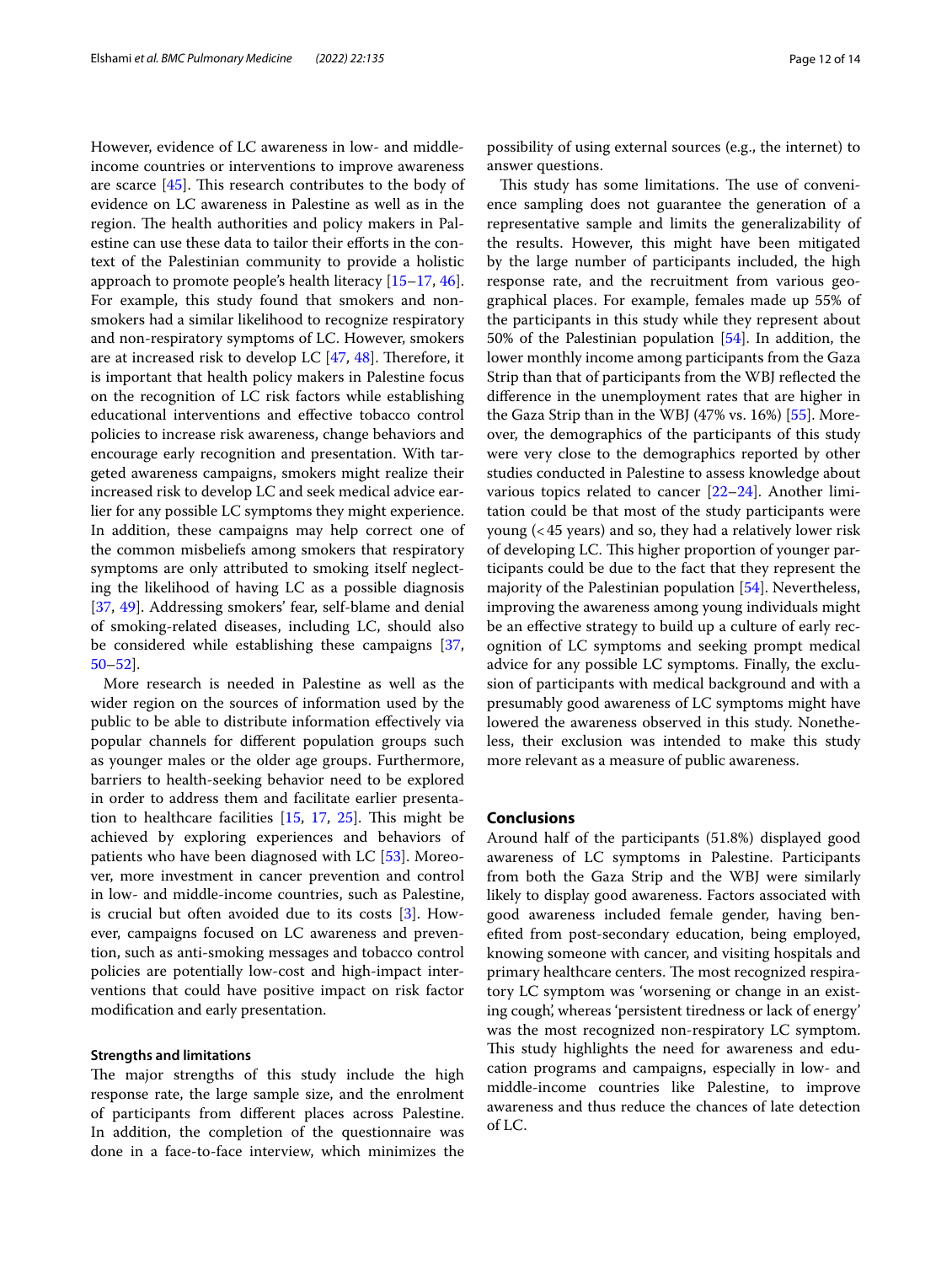However, evidence of LC awareness in low- and middle-income countries or interventions to improve awareness are scarce [45]. This research contributes to the body of evidence on LC awareness in Palestine as well as in the region. The health authorities and policy makers in Palestine can use these data to tailor their efforts in the context of the Palestinian community to provide a holistic approach to promote people's health literacy [15–17, 46]. For example, this study found that smokers and nonsmokers had a similar likelihood to recognize respiratory and non-respiratory symptoms of LC. However, smokers are at increased risk to develop LC [47, 48]. Therefore, it is important that health policy makers in Palestine focus on the recognition of LC risk factors while establishing educational interventions and effective tobacco control policies to increase risk awareness, change behaviors and encourage early recognition and presentation. With targeted awareness campaigns, smokers might realize their increased risk to develop LC and seek medical advice earlier for any possible LC symptoms they might experience. In addition, these campaigns may help correct one of the common misbeliefs among smokers that respiratory symptoms are only attributed to smoking itself neglecting the likelihood of having LC as a possible diagnosis [37, 49]. Addressing smokers' fear, self-blame and denial of smoking-related diseases, including LC, should also be considered while establishing these campaigns [37, 50–52].

More research is needed in Palestine as well as the wider region on the sources of information used by the public to be able to distribute information effectively via popular channels for different population groups such as younger males or the older age groups. Furthermore, barriers to health-seeking behavior need to be explored in order to address them and facilitate earlier presentation to healthcare facilities [15, 17, 25]. This might be achieved by exploring experiences and behaviors of patients who have been diagnosed with LC [53]. Moreover, more investment in cancer prevention and control in low- and middle-income countries, such as Palestine, is crucial but often avoided due to its costs [3]. However, campaigns focused on LC awareness and prevention, such as anti-smoking messages and tobacco control policies are potentially low-cost and high-impact interventions that could have positive impact on risk factor modification and early presentation.

### Strengths and limitations

The major strengths of this study include the high response rate, the large sample size, and the enrolment of participants from different places across Palestine. In addition, the completion of the questionnaire was done in a face-to-face interview, which minimizes the possibility of using external sources (e.g., the internet) to answer questions.

This study has some limitations. The use of convenience sampling does not guarantee the generation of a representative sample and limits the generalizability of the results. However, this might have been mitigated by the large number of participants included, the high response rate, and the recruitment from various geographical places. For example, females made up 55% of the participants in this study while they represent about 50% of the Palestinian population [54]. In addition, the lower monthly income among participants from the Gaza Strip than that of participants from the WBJ reflected the difference in the unemployment rates that are higher in the Gaza Strip than in the WBJ (47% vs. 16%) [55]. Moreover, the demographics of the participants of this study were very close to the demographics reported by other studies conducted in Palestine to assess knowledge about various topics related to cancer [22–24]. Another limitation could be that most of the study participants were young (<45 years) and so, they had a relatively lower risk of developing LC. This higher proportion of younger participants could be due to the fact that they represent the majority of the Palestinian population [54]. Nevertheless, improving the awareness among young individuals might be an effective strategy to build up a culture of early recognition of LC symptoms and seeking prompt medical advice for any possible LC symptoms. Finally, the exclusion of participants with medical background and with a presumably good awareness of LC symptoms might have lowered the awareness observed in this study. Nonetheless, their exclusion was intended to make this study more relevant as a measure of public awareness.

## Conclusions

Around half of the participants (51.8%) displayed good awareness of LC symptoms in Palestine. Participants from both the Gaza Strip and the WBJ were similarly likely to display good awareness. Factors associated with good awareness included female gender, having benefited from post-secondary education, being employed, knowing someone with cancer, and visiting hospitals and primary healthcare centers. The most recognized respiratory LC symptom was 'worsening or change in an existing cough', whereas 'persistent tiredness or lack of energy' was the most recognized non-respiratory LC symptom. This study highlights the need for awareness and education programs and campaigns, especially in low- and middle-income countries like Palestine, to improve awareness and thus reduce the chances of late detection of LC.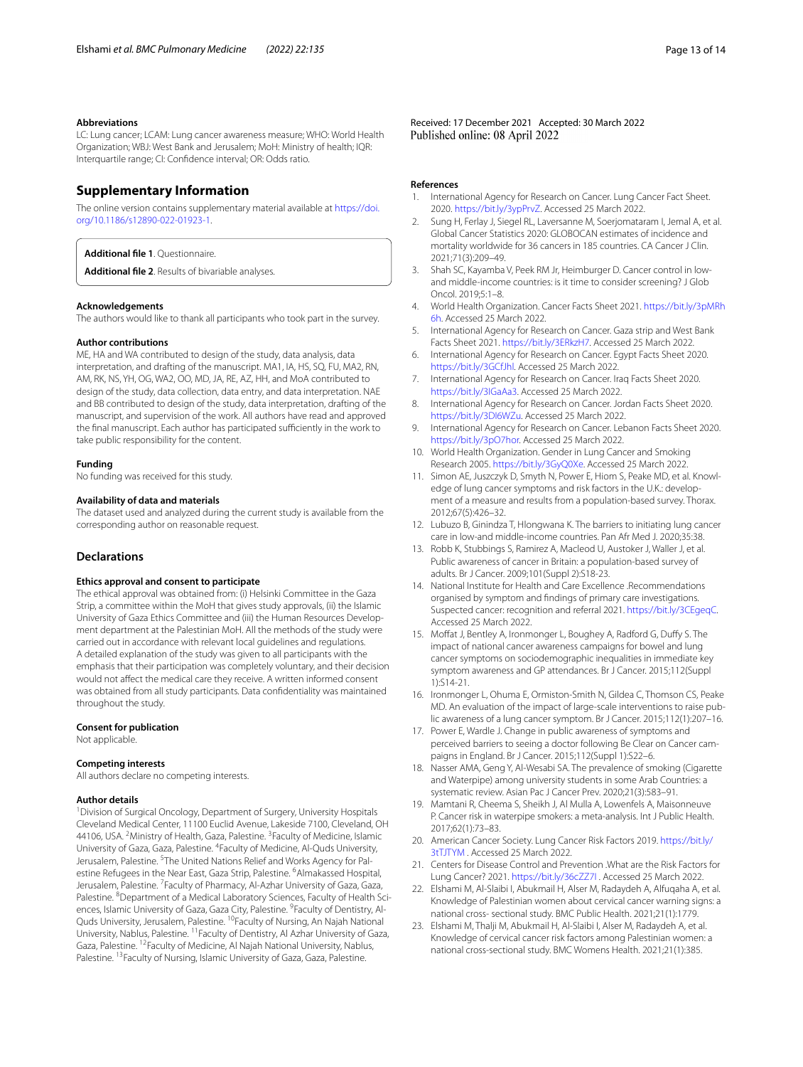### Abbreviations

LC: Lung cancer; LCAM: Lung cancer awareness measure; WHO: World Health Organization; WBJ: West Bank and Jerusalem; MoH: Ministry of health; IQR: Interquartile range; CI: Confidence interval; OR: Odds ratio.

## Supplementary Information

The online version contains supplementary material available at https://doi.org/10.1186/s12890-022-01923-1.

**Additional file 1**. Questionnaire.

**Additional file 2**. Results of bivariable analyses.

### Acknowledgements

The authors would like to thank all participants who took part in the survey.

### Author contributions

ME, HA and WA contributed to design of the study, data analysis, data interpretation, and drafting of the manuscript. MA1, IA, HS, SQ, FU, MA2, RN, AM, RK, NS, YH, OG, WA2, OO, MD, JA, RE, AZ, HH, and MoA contributed to design of the study, data collection, data entry, and data interpretation. NAE and BB contributed to design of the study, data interpretation, drafting of the manuscript, and supervision of the work. All authors have read and approved the final manuscript. Each author has participated sufficiently in the work to take public responsibility for the content.

### Funding

No funding was received for this study.

### Availability of data and materials

The dataset used and analyzed during the current study is available from the corresponding author on reasonable request.

## Declarations

### Ethics approval and consent to participate

The ethical approval was obtained from: (i) Helsinki Committee in the Gaza Strip, a committee within the MoH that gives study approvals, (ii) the Islamic University of Gaza Ethics Committee and (iii) the Human Resources Development department at the Palestinian MoH. All the methods of the study were carried out in accordance with relevant local guidelines and regulations. A detailed explanation of the study was given to all participants with the emphasis that their participation was completely voluntary, and their decision would not affect the medical care they receive. A written informed consent was obtained from all study participants. Data confidentiality was maintained throughout the study.

### Consent for publication

Not applicable.

### Competing interests

All authors declare no competing interests.

### Author details

[1]Division of Surgical Oncology, Department of Surgery, University Hospitals Cleveland Medical Center, 11100 Euclid Avenue, Lakeside 7100, Cleveland, OH 44106, USA. [2]Ministry of Health, Gaza, Palestine. [3]Faculty of Medicine, Islamic University of Gaza, Gaza, Palestine. [4]Faculty of Medicine, Al-Quds University, Jerusalem, Palestine. [5]The United Nations Relief and Works Agency for Palestine Refugees in the Near East, Gaza Strip, Palestine. [6]Almakassed Hospital, Jerusalem, Palestine. [7]Faculty of Pharmacy, Al-Azhar University of Gaza, Gaza, Palestine. [8]Department of a Medical Laboratory Sciences, Faculty of Health Sciences, Islamic University of Gaza, Gaza City, Palestine. [9]Faculty of Dentistry, Al-Quds University, Jerusalem, Palestine. [10]Faculty of Nursing, An Najah National University, Nablus, Palestine. [11]Faculty of Dentistry, Al Azhar University of Gaza, Gaza, Palestine. [12]Faculty of Medicine, Al Najah National University, Nablus, Palestine. [13]Faculty of Nursing, Islamic University of Gaza, Gaza, Palestine.

Received: 17 December 2021 Accepted: 30 March 2022
Published online: 08 April 2022

### References

1. International Agency for Research on Cancer. Lung Cancer Fact Sheet. 2020. https://bit.ly/3ypPrvZ. Accessed 25 March 2022.
2. Sung H, Ferlay J, Siegel RL, Laversanne M, Soerjomataram I, Jemal A, et al. Global Cancer Statistics 2020: GLOBOCAN estimates of incidence and mortality worldwide for 36 cancers in 185 countries. CA Cancer J Clin. 2021;71(3):209–49.
3. Shah SC, Kayamba V, Peek RM Jr, Heimburger D. Cancer control in low- and middle-income countries: is it time to consider screening? J Glob Oncol. 2019;5:1–8.
4. World Health Organization. Cancer Facts Sheet 2021. https://bit.ly/3pMRh6h. Accessed 25 March 2022.
5. International Agency for Research on Cancer. Gaza strip and West Bank Facts Sheet 2021. https://bit.ly/3ERkzH7. Accessed 25 March 2022.
6. International Agency for Research on Cancer. Egypt Facts Sheet 2020. https://bit.ly/3GCfJhl. Accessed 25 March 2022.
7. International Agency for Research on Cancer. Iraq Facts Sheet 2020. https://bit.ly/3IGaAa3. Accessed 25 March 2022.
8. International Agency for Research on Cancer. Jordan Facts Sheet 2020. https://bit.ly/3DI6WZu. Accessed 25 March 2022.
9. International Agency for Research on Cancer. Lebanon Facts Sheet 2020. https://bit.ly/3pO7hor. Accessed 25 March 2022.
10. World Health Organization. Gender in Lung Cancer and Smoking Research 2005. https://bit.ly/3GyQ0Xe. Accessed 25 March 2022.
11. Simon AE, Juszczyk D, Smyth N, Power E, Hiom S, Peake MD, et al. Knowledge of lung cancer symptoms and risk factors in the U.K.: development of a measure and results from a population-based survey. Thorax. 2012;67(5):426–32.
12. Lubuzo B, Ginindza T, Hlongwana K. The barriers to initiating lung cancer care in low-and middle-income countries. Pan Afr Med J. 2020;35:38.
13. Robb K, Stubbings S, Ramirez A, Macleod U, Austoker J, Waller J, et al. Public awareness of cancer in Britain: a population-based survey of adults. Br J Cancer. 2009;101(Suppl 2):S18-23.
14. National Institute for Health and Care Excellence .Recommendations organised by symptom and findings of primary care investigations. Suspected cancer: recognition and referral 2021. https://bit.ly/3CEgeqC. Accessed 25 March 2022.
15. Moffat J, Bentley A, Ironmonger L, Boughey A, Radford G, Duffy S. The impact of national cancer awareness campaigns for bowel and lung cancer symptoms on sociodemographic inequalities in immediate key symptom awareness and GP attendances. Br J Cancer. 2015;112(Suppl 1):S14-21.
16. Ironmonger L, Ohuma E, Ormiston-Smith N, Gildea C, Thomson CS, Peake MD. An evaluation of the impact of large-scale interventions to raise public awareness of a lung cancer symptom. Br J Cancer. 2015;112(1):207–16.
17. Power E, Wardle J. Change in public awareness of symptoms and perceived barriers to seeing a doctor following Be Clear on Cancer campaigns in England. Br J Cancer. 2015;112(Suppl 1):S22–6.
18. Nasser AMA, Geng Y, Al-Wesabi SA. The prevalence of smoking (Cigarette and Waterpipe) among university students in some Arab Countries: a systematic review. Asian Pac J Cancer Prev. 2020;21(3):583–91.
19. Mamtani R, Cheema S, Sheikh J, Al Mulla A, Lowenfels A, Maisonneuve P. Cancer risk in waterpipe smokers: a meta-analysis. Int J Public Health. 2017;62(1):73–83.
20. American Cancer Society. Lung Cancer Risk Factors 2019. https://bit.ly/3tTJTYM . Accessed 25 March 2022.
21. Centers for Disease Control and Prevention .What are the Risk Factors for Lung Cancer? 2021. https://bit.ly/36cZZ7I . Accessed 25 March 2022.
22. Elshami M, Al-Slaibi I, Abukmail H, Alser M, Radaydeh A, Alfuqaha A, et al. Knowledge of Palestinian women about cervical cancer warning signs: a national cross- sectional study. BMC Public Health. 2021;21(1):1779.
23. Elshami M, Thalji M, Abukmail H, Al-Slaibi I, Alser M, Radaydeh A, et al. Knowledge of cervical cancer risk factors among Palestinian women: a national cross-sectional study. BMC Womens Health. 2021;21(1):385.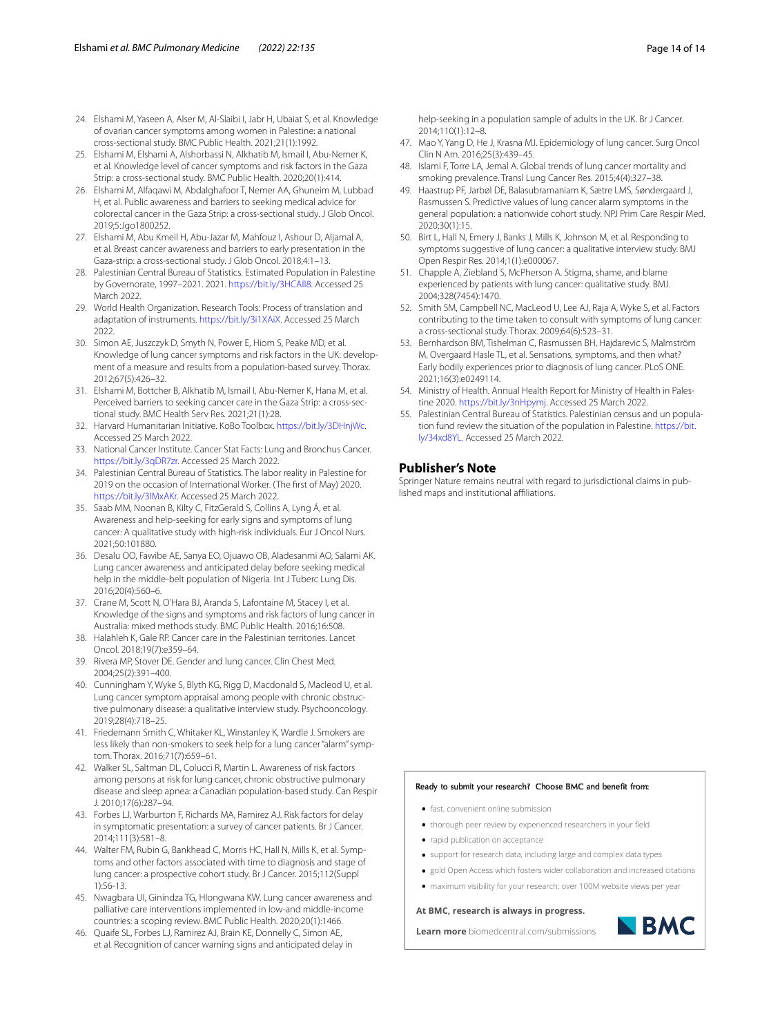24. Elshami M, Yaseen A, Alser M, Al-Slaibi I, Jabr H, Ubaiat S, et al. Knowledge of ovarian cancer symptoms among women in Palestine: a national cross-sectional study. BMC Public Health. 2021;21(1):1992.
25. Elshami M, Elshami A, Alshorbassi N, Alkhatib M, Ismail I, Abu-Nemer K, et al. Knowledge level of cancer symptoms and risk factors in the Gaza Strip: a cross-sectional study. BMC Public Health. 2020;20(1):414.
26. Elshami M, Alfaqawi M, Abdalghafoor T, Nemer AA, Ghuneim M, Lubbad H, et al. Public awareness and barriers to seeking medical advice for colorectal cancer in the Gaza Strip: a cross-sectional study. J Glob Oncol. 2019;5:Jgo1800252.
27. Elshami M, Abu Kmeil H, Abu-Jazar M, Mahfouz I, Ashour D, Aljamal A, et al. Breast cancer awareness and barriers to early presentation in the Gaza-strip: a cross-sectional study. J Glob Oncol. 2018;4:1–13.
28. Palestinian Central Bureau of Statistics. Estimated Population in Palestine by Governorate, 1997–2021. 2021. https://bit.ly/3HCAlI8. Accessed 25 March 2022.
29. World Health Organization. Research Tools: Process of translation and adaptation of instruments. https://bit.ly/3i1XAiX. Accessed 25 March 2022.
30. Simon AE, Juszczyk D, Smyth N, Power E, Hiom S, Peake MD, et al. Knowledge of lung cancer symptoms and risk factors in the UK: development of a measure and results from a population-based survey. Thorax. 2012;67(5):426–32.
31. Elshami M, Bottcher B, Alkhatib M, Ismail I, Abu-Nemer K, Hana M, et al. Perceived barriers to seeking cancer care in the Gaza Strip: a cross-sectional study. BMC Health Serv Res. 2021;21(1):28.
32. Harvard Humanitarian Initiative. KoBo Toolbox. https://bit.ly/3DHnjWc. Accessed 25 March 2022.
33. National Cancer Institute. Cancer Stat Facts: Lung and Bronchus Cancer. https://bit.ly/3qDR7zr. Accessed 25 March 2022.
34. Palestinian Central Bureau of Statistics. The labor reality in Palestine for 2019 on the occasion of International Worker. (The first of May) 2020. https://bit.ly/3lMxAKr. Accessed 25 March 2022.
35. Saab MM, Noonan B, Kilty C, FitzGerald S, Collins A, Lyng Á, et al. Awareness and help-seeking for early signs and symptoms of lung cancer: A qualitative study with high-risk individuals. Eur J Oncol Nurs. 2021;50:101880.
36. Desalu OO, Fawibe AE, Sanya EO, Ojuawo OB, Aladesanmi AO, Salami AK. Lung cancer awareness and anticipated delay before seeking medical help in the middle-belt population of Nigeria. Int J Tuberc Lung Dis. 2016;20(4):560–6.
37. Crane M, Scott N, O'Hara BJ, Aranda S, Lafontaine M, Stacey I, et al. Knowledge of the signs and symptoms and risk factors of lung cancer in Australia: mixed methods study. BMC Public Health. 2016;16:508.
38. Halahleh K, Gale RP. Cancer care in the Palestinian territories. Lancet Oncol. 2018;19(7):e359–64.
39. Rivera MP, Stover DE. Gender and lung cancer. Clin Chest Med. 2004;25(2):391–400.
40. Cunningham Y, Wyke S, Blyth KG, Rigg D, Macdonald S, Macleod U, et al. Lung cancer symptom appraisal among people with chronic obstructive pulmonary disease: a qualitative interview study. Psychooncology. 2019;28(4):718–25.
41. Friedemann Smith C, Whitaker KL, Winstanley K, Wardle J. Smokers are less likely than non-smokers to seek help for a lung cancer "alarm" symptom. Thorax. 2016;71(7):659–61.
42. Walker SL, Saltman DL, Colucci R, Martin L. Awareness of risk factors among persons at risk for lung cancer, chronic obstructive pulmonary disease and sleep apnea: a Canadian population-based study. Can Respir J. 2010;17(6):287–94.
43. Forbes LJ, Warburton F, Richards MA, Ramirez AJ. Risk factors for delay in symptomatic presentation: a survey of cancer patients. Br J Cancer. 2014;111(3):581–8.
44. Walter FM, Rubin G, Bankhead C, Morris HC, Hall N, Mills K, et al. Symptoms and other factors associated with time to diagnosis and stage of lung cancer: a prospective cohort study. Br J Cancer. 2015;112(Suppl 1):S6-13.
45. Nwagbara UI, Ginindza TG, Hlongwana KW. Lung cancer awareness and palliative care interventions implemented in low-and middle-income countries: a scoping review. BMC Public Health. 2020;20(1):1466.
46. Quaife SL, Forbes LJ, Ramirez AJ, Brain KE, Donnelly C, Simon AE, et al. Recognition of cancer warning signs and anticipated delay in help-seeking in a population sample of adults in the UK. Br J Cancer. 2014;110(1):12–8.
47. Mao Y, Yang D, He J, Krasna MJ. Epidemiology of lung cancer. Surg Oncol Clin N Am. 2016;25(3):439–45.
48. Islami F, Torre LA, Jemal A. Global trends of lung cancer mortality and smoking prevalence. Transl Lung Cancer Res. 2015;4(4):327–38.
49. Haastrup PF, Jarbøl DE, Balasubramaniam K, Sætre LMS, Søndergaard J, Rasmussen S. Predictive values of lung cancer alarm symptoms in the general population: a nationwide cohort study. NPJ Prim Care Respir Med. 2020;30(1):15.
50. Birt L, Hall N, Emery J, Banks J, Mills K, Johnson M, et al. Responding to symptoms suggestive of lung cancer: a qualitative interview study. BMJ Open Respir Res. 2014;1(1):e000067.
51. Chapple A, Ziebland S, McPherson A. Stigma, shame, and blame experienced by patients with lung cancer: qualitative study. BMJ. 2004;328(7454):1470.
52. Smith SM, Campbell NC, MacLeod U, Lee AJ, Raja A, Wyke S, et al. Factors contributing to the time taken to consult with symptoms of lung cancer: a cross-sectional study. Thorax. 2009;64(6):523–31.
53. Bernhardson BM, Tishelman C, Rasmussen BH, Hajdarevic S, Malmström M, Overgaard Hasle TL, et al. Sensations, symptoms, and then what? Early bodily experiences prior to diagnosis of lung cancer. PLoS ONE. 2021;16(3):e0249114.
54. Ministry of Health. Annual Health Report for Ministry of Health in Palestine 2020. https://bit.ly/3nHpymj. Accessed 25 March 2022.
55. Palestinian Central Bureau of Statistics. Palestinian census and un population fund review the situation of the population in Palestine. https://bit.ly/34xd8YL. Accessed 25 March 2022.

## Publisher's Note

Springer Nature remains neutral with regard to jurisdictional claims in published maps and institutional affiliations.

Ready to submit your research? Choose BMC and benefit from:

- fast, convenient online submission
- thorough peer review by experienced researchers in your field
- rapid publication on acceptance
- support for research data, including large and complex data types
- gold Open Access which fosters wider collaboration and increased citations
- maximum visibility for your research: over 100M website views per year

**At BMC, research is always in progress.**

**Learn more** biomedcentral.com/submissions

BMC